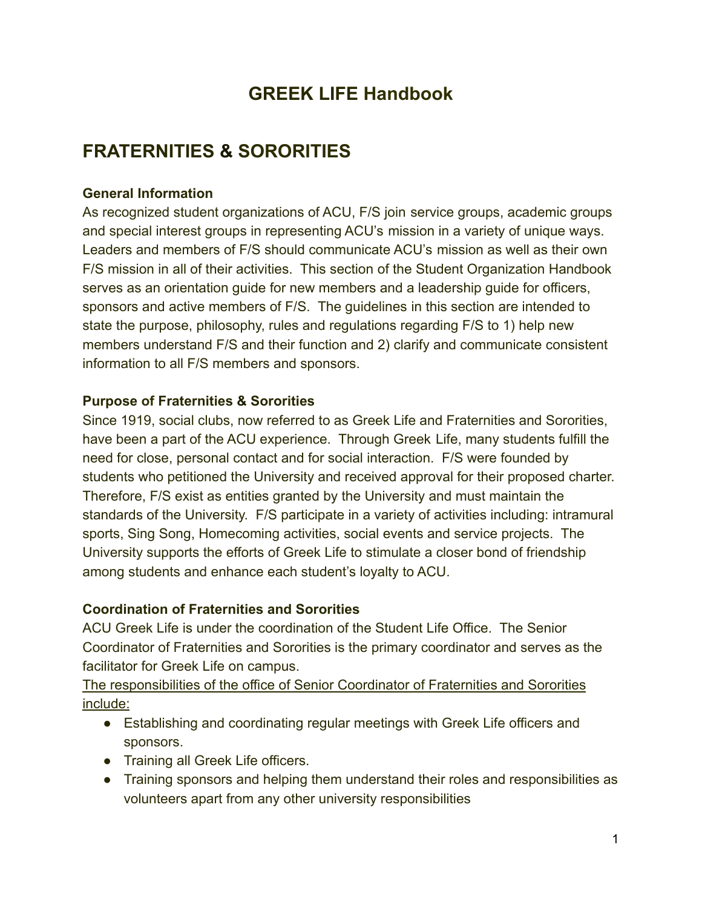# GREEK LIFE Handbook

## FRATERNITIES & SORORITIES

### General Information

As recognized student organizations of ACU, F/S join service groups, academic groups and special interest groups in representing ACU's mission in a variety of unique ways. Leaders and members of F/S should communicate ACU's mission as well as their own F/S mission in all of their activities. This section of the Student Organization Handbook serves as an orientation guide for new members and a leadership guide for officers, sponsors and active members of F/S. The guidelines in this section are intended to state the purpose, philosophy, rules and regulations regarding F/S to 1) help new members understand F/S and their function and 2) clarify and communicate consistent information to all F/S members and sponsors.

### Purpose of Fraternities & Sororities

Since 1919, social clubs, now referred to as Greek Life and Fraternities and Sororities, have been a part of the ACU experience. Through Greek Life, many students fulfill the need for close, personal contact and for social interaction. F/S were founded by students who petitioned the University and received approval for their proposed charter. Therefore, F/S exist as entities granted by the University and must maintain the standards of the University. F/S participate in a variety of activities including: intramural sports, Sing Song, Homecoming activities, social events and service projects. The University supports the efforts of Greek Life to stimulate a closer bond of friendship among students and enhance each student's loyalty to ACU.

### Coordination of Fraternities and Sororities

ACU Greek Life is under the coordination of the Student Life Office. The Senior Coordinator of Fraternities and Sororities is the primary coordinator and serves as the facilitator for Greek Life on campus.

<u>The responsibilities of the office of Senior Coordinator of Fraternities and Sororities include:</u>

- Establishing and coordinating regular meetings with Greek Life officers and sponsors.
- Training all Greek Life officers.
- Training sponsors and helping them understand their roles and responsibilities as volunteers apart from any other university responsibilities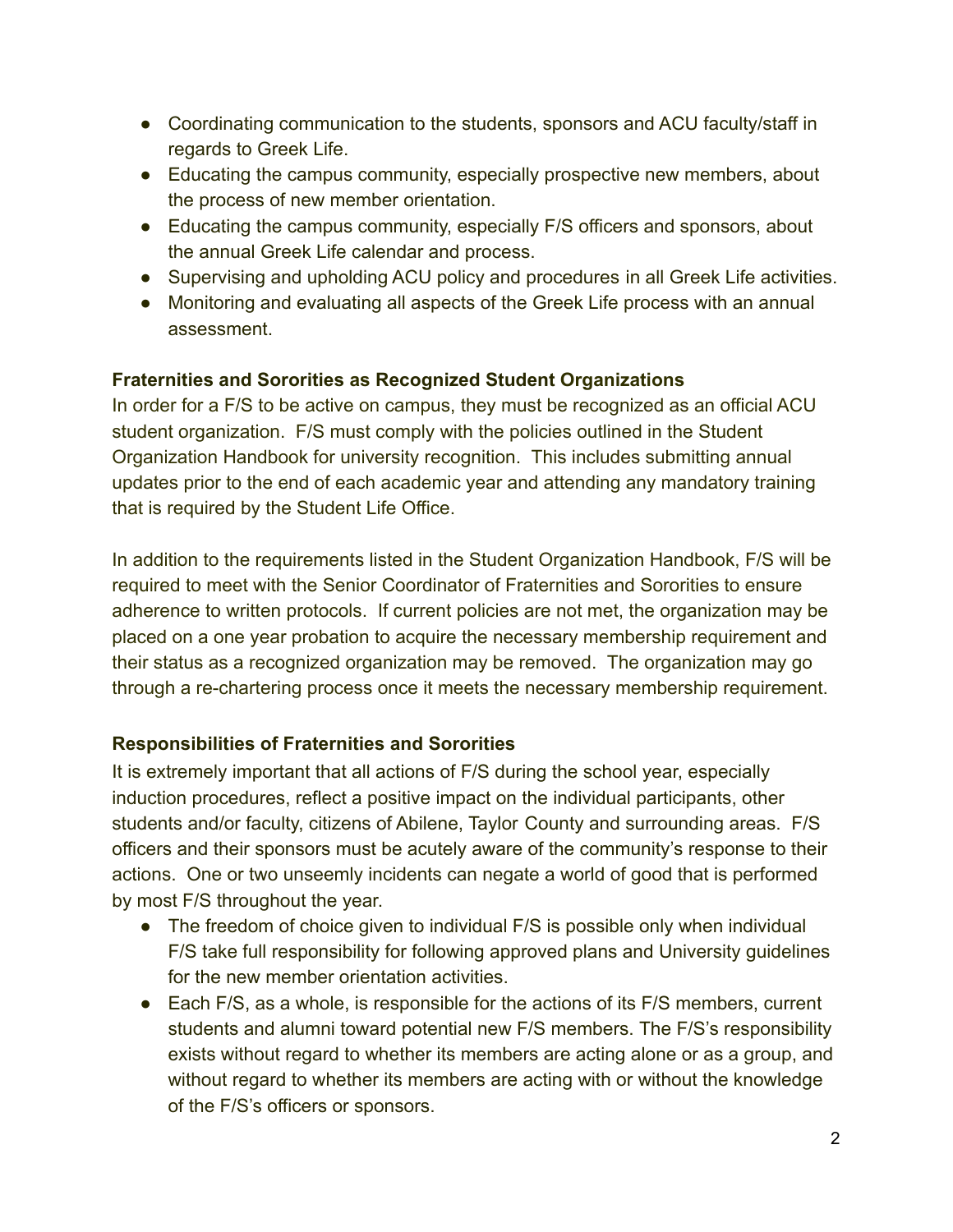- Coordinating communication to the students, sponsors and ACU faculty/staff in regards to Greek Life.
- Educating the campus community, especially prospective new members, about the process of new member orientation.
- Educating the campus community, especially F/S officers and sponsors, about the annual Greek Life calendar and process.
- Supervising and upholding ACU policy and procedures in all Greek Life activities.
- Monitoring and evaluating all aspects of the Greek Life process with an annual assessment.

**Fraternities and Sororities as Recognized Student Organizations**

In order for a F/S to be active on campus, they must be recognized as an official ACU student organization. F/S must comply with the policies outlined in the Student Organization Handbook for university recognition. This includes submitting annual updates prior to the end of each academic year and attending any mandatory training that is required by the Student Life Office.

In addition to the requirements listed in the Student Organization Handbook, F/S will be required to meet with the Senior Coordinator of Fraternities and Sororities to ensure adherence to written protocols. If current policies are not met, the organization may be placed on a one year probation to acquire the necessary membership requirement and their status as a recognized organization may be removed. The organization may go through a re-chartering process once it meets the necessary membership requirement.

**Responsibilities of Fraternities and Sororities**

It is extremely important that all actions of F/S during the school year, especially induction procedures, reflect a positive impact on the individual participants, other students and/or faculty, citizens of Abilene, Taylor County and surrounding areas. F/S officers and their sponsors must be acutely aware of the community's response to their actions. One or two unseemly incidents can negate a world of good that is performed by most F/S throughout the year.

- The freedom of choice given to individual F/S is possible only when individual F/S take full responsibility for following approved plans and University guidelines for the new member orientation activities.
- Each F/S, as a whole, is responsible for the actions of its F/S members, current students and alumni toward potential new F/S members. The F/S's responsibility exists without regard to whether its members are acting alone or as a group, and without regard to whether its members are acting with or without the knowledge of the F/S's officers or sponsors.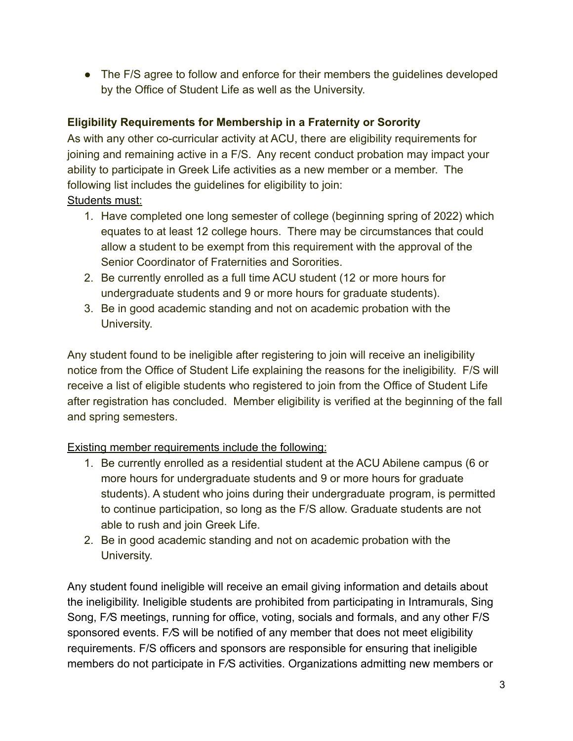- The F/S agree to follow and enforce for their members the guidelines developed by the Office of Student Life as well as the University.

**Eligibility Requirements for Membership in a Fraternity or Sorority**

As with any other co-curricular activity at ACU, there are eligibility requirements for joining and remaining active in a F/S. Any recent conduct probation may impact your ability to participate in Greek Life activities as a new member or a member. The following list includes the guidelines for eligibility to join:

Students must:

1. Have completed one long semester of college (beginning spring of 2022) which equates to at least 12 college hours. There may be circumstances that could allow a student to be exempt from this requirement with the approval of the Senior Coordinator of Fraternities and Sororities.
2. Be currently enrolled as a full time ACU student (12 or more hours for undergraduate students and 9 or more hours for graduate students).
3. Be in good academic standing and not on academic probation with the University.

Any student found to be ineligible after registering to join will receive an ineligibility notice from the Office of Student Life explaining the reasons for the ineligibility. F/S will receive a list of eligible students who registered to join from the Office of Student Life after registration has concluded. Member eligibility is verified at the beginning of the fall and spring semesters.

Existing member requirements include the following:

1. Be currently enrolled as a residential student at the ACU Abilene campus (6 or more hours for undergraduate students and 9 or more hours for graduate students). A student who joins during their undergraduate program, is permitted to continue participation, so long as the F/S allow. Graduate students are not able to rush and join Greek Life.
2. Be in good academic standing and not on academic probation with the University.

Any student found ineligible will receive an email giving information and details about the ineligibility. Ineligible students are prohibited from participating in Intramurals, Sing Song, F/S meetings, running for office, voting, socials and formals, and any other F/S sponsored events. F/S will be notified of any member that does not meet eligibility requirements. F/S officers and sponsors are responsible for ensuring that ineligible members do not participate in F/S activities. Organizations admitting new members or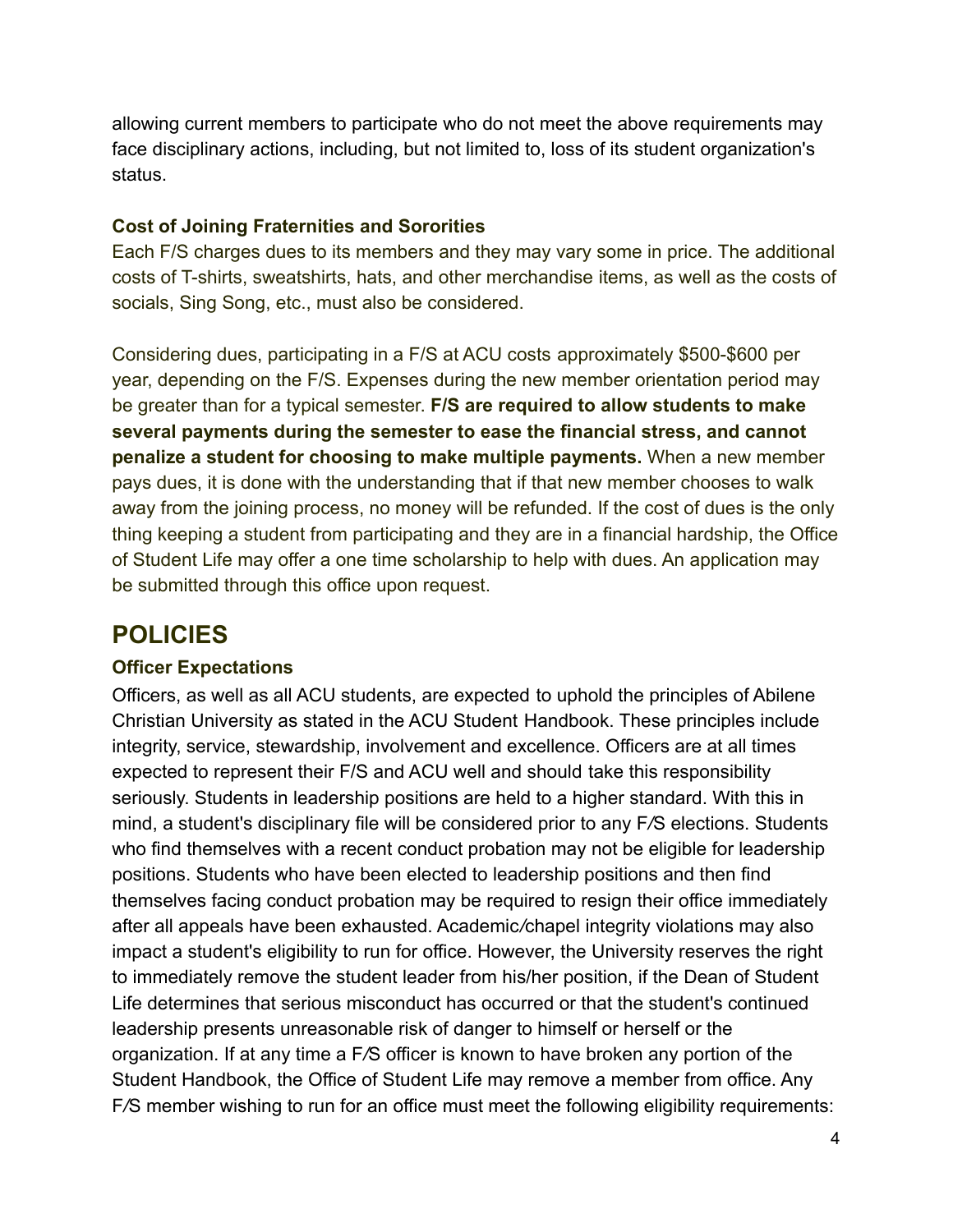allowing current members to participate who do not meet the above requirements may face disciplinary actions, including, but not limited to, loss of its student organization's status.

### Cost of Joining Fraternities and Sororities

Each F/S charges dues to its members and they may vary some in price. The additional costs of T-shirts, sweatshirts, hats, and other merchandise items, as well as the costs of socials, Sing Song, etc., must also be considered.

Considering dues, participating in a F/S at ACU costs approximately $500-$600 per year, depending on the F/S. Expenses during the new member orientation period may be greater than for a typical semester. **F/S are required to allow students to make several payments during the semester to ease the financial stress, and cannot penalize a student for choosing to make multiple payments.** When a new member pays dues, it is done with the understanding that if that new member chooses to walk away from the joining process, no money will be refunded. If the cost of dues is the only thing keeping a student from participating and they are in a financial hardship, the Office of Student Life may offer a one time scholarship to help with dues. An application may be submitted through this office upon request.

## POLICIES

### Officer Expectations

Officers, as well as all ACU students, are expected to uphold the principles of Abilene Christian University as stated in the ACU Student Handbook. These principles include integrity, service, stewardship, involvement and excellence. Officers are at all times expected to represent their F/S and ACU well and should take this responsibility seriously. Students in leadership positions are held to a higher standard. With this in mind, a student's disciplinary file will be considered prior to any F⁄S elections. Students who find themselves with a recent conduct probation may not be eligible for leadership positions. Students who have been elected to leadership positions and then find themselves facing conduct probation may be required to resign their office immediately after all appeals have been exhausted. Academic⁄chapel integrity violations may also impact a student's eligibility to run for office. However, the University reserves the right to immediately remove the student leader from his/her position, if the Dean of Student Life determines that serious misconduct has occurred or that the student's continued leadership presents unreasonable risk of danger to himself or herself or the organization. If at any time a F⁄S officer is known to have broken any portion of the Student Handbook, the Office of Student Life may remove a member from office. Any F⁄S member wishing to run for an office must meet the following eligibility requirements: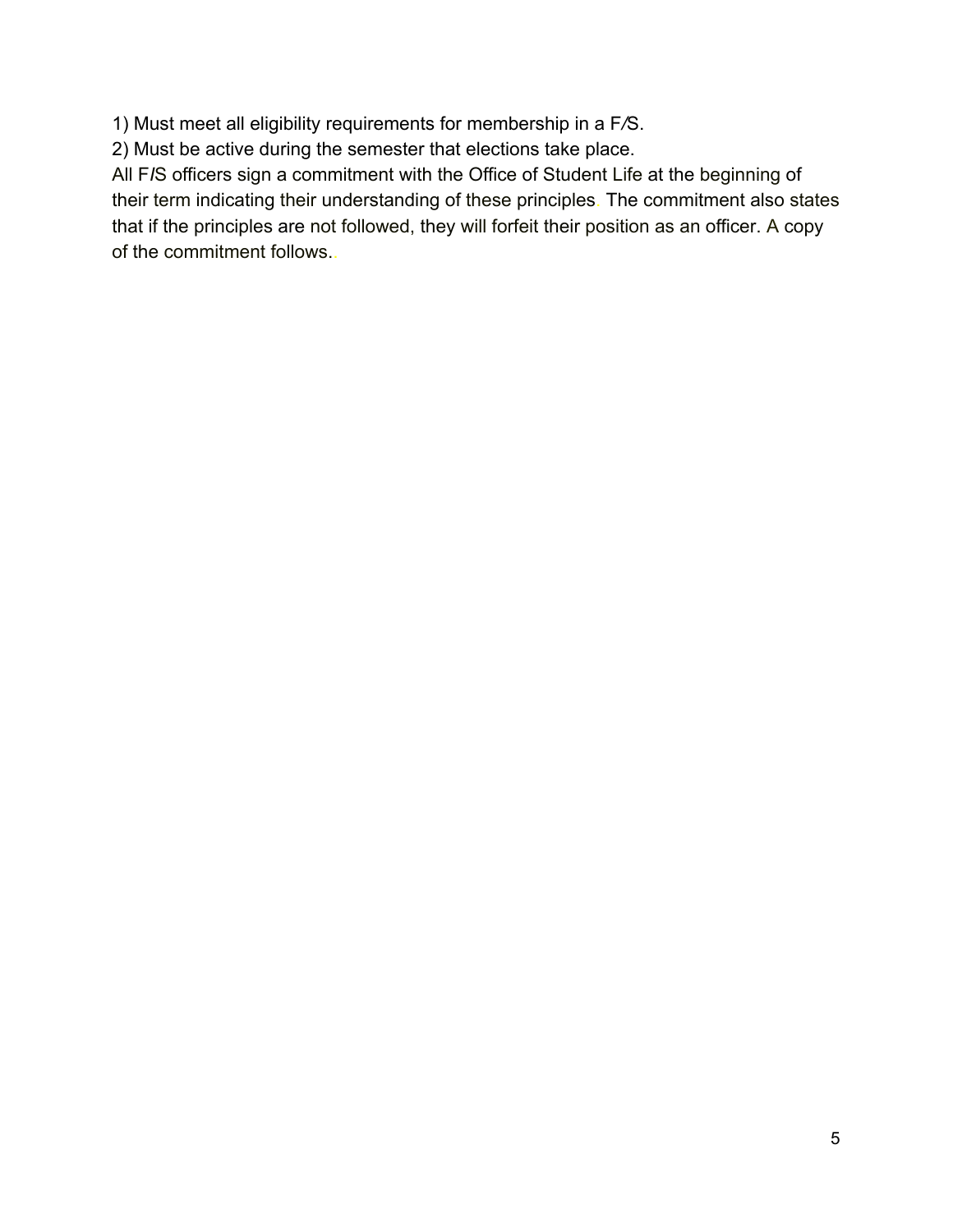1) Must meet all eligibility requirements for membership in a F/S.
2) Must be active during the semester that elections take place.

All F/S officers sign a commitment with the Office of Student Life at the beginning of their term indicating their understanding of these principles. The commitment also states that if the principles are not followed, they will forfeit their position as an officer. A copy of the commitment follows..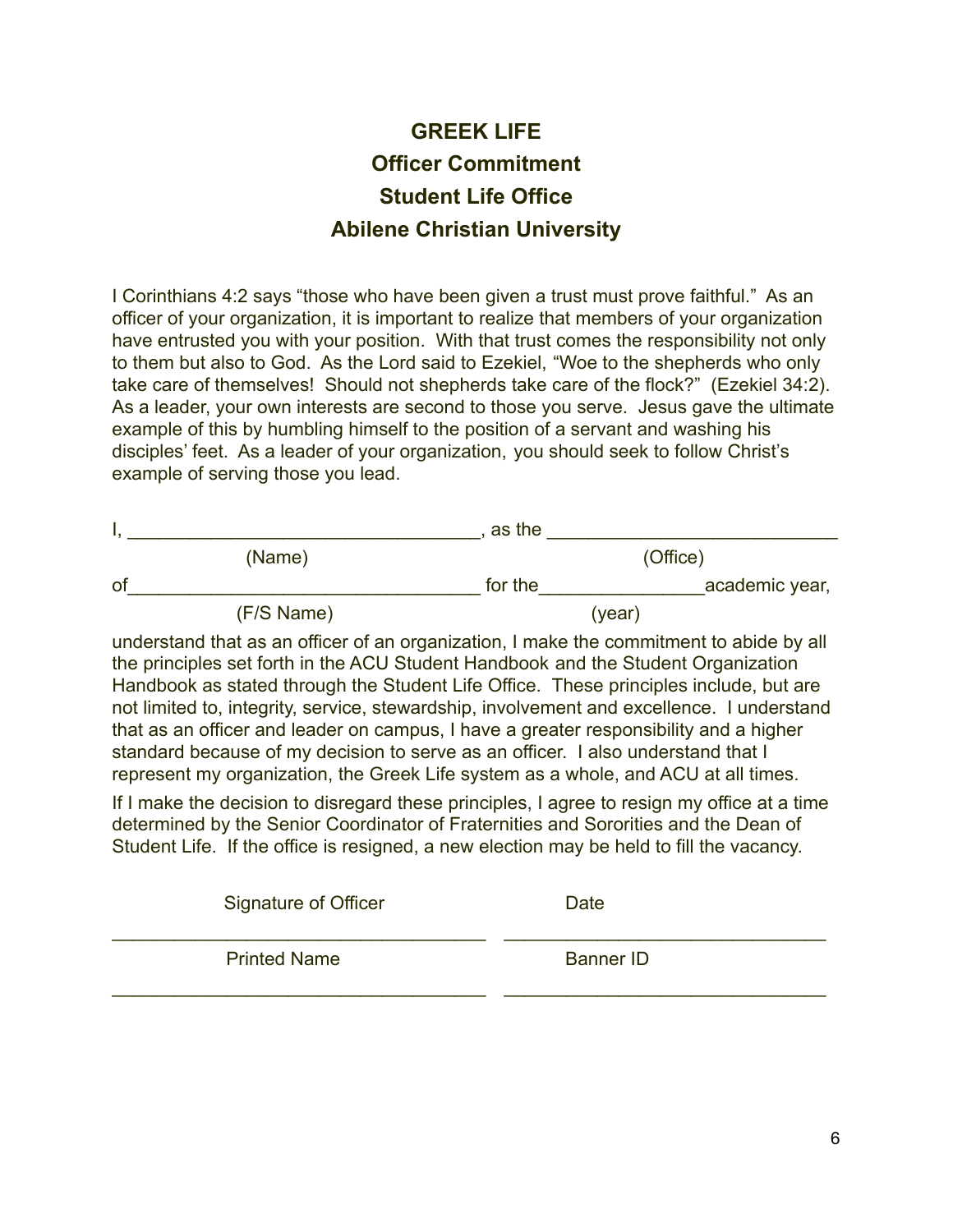# GREEK LIFE

## Officer Commitment

## Student Life Office

## Abilene Christian University

I Corinthians 4:2 says "those who have been given a trust must prove faithful." As an officer of your organization, it is important to realize that members of your organization have entrusted you with your position. With that trust comes the responsibility not only to them but also to God. As the Lord said to Ezekiel, "Woe to the shepherds who only take care of themselves! Should not shepherds take care of the flock?" (Ezekiel 34:2). As a leader, your own interests are second to those you serve. Jesus gave the ultimate example of this by humbling himself to the position of a servant and washing his disciples' feet. As a leader of your organization, you should seek to follow Christ's example of serving those you lead.

I, ________________________________, as the ___________________________
(Name) (Office)

of________________________________ for the_______________academic year,
(F/S Name) (year)

understand that as an officer of an organization, I make the commitment to abide by all the principles set forth in the ACU Student Handbook and the Student Organization Handbook as stated through the Student Life Office. These principles include, but are not limited to, integrity, service, stewardship, involvement and excellence. I understand that as an officer and leader on campus, I have a greater responsibility and a higher standard because of my decision to serve as an officer. I also understand that I represent my organization, the Greek Life system as a whole, and ACU at all times.

If I make the decision to disregard these principles, I agree to resign my office at a time determined by the Senior Coordinator of Fraternities and Sororities and the Dean of Student Life. If the office is resigned, a new election may be held to fill the vacancy.

Signature of Officer ___________________________________ Date ______________________________

Printed Name ___________________________________ Banner ID ______________________________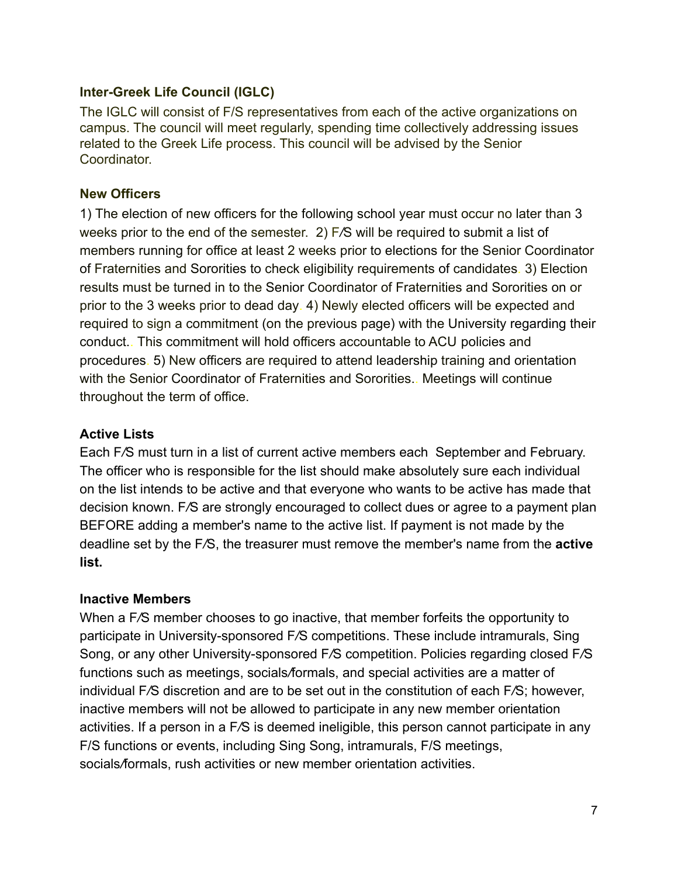**Inter-Greek Life Council (IGLC)**

The IGLC will consist of F/S representatives from each of the active organizations on campus. The council will meet regularly, spending time collectively addressing issues related to the Greek Life process. This council will be advised by the Senior Coordinator.

**New Officers**

1) The election of new officers for the following school year must occur no later than 3 weeks prior to the end of the semester. 2) F/S will be required to submit a list of members running for office at least 2 weeks prior to elections for the Senior Coordinator of Fraternities and Sororities to check eligibility requirements of candidates. 3) Election results must be turned in to the Senior Coordinator of Fraternities and Sororities on or prior to the 3 weeks prior to dead day. 4) Newly elected officers will be expected and required to sign a commitment (on the previous page) with the University regarding their conduct.. This commitment will hold officers accountable to ACU policies and procedures. 5) New officers are required to attend leadership training and orientation with the Senior Coordinator of Fraternities and Sororities.. Meetings will continue throughout the term of office.

**Active Lists**

Each F/S must turn in a list of current active members each September and February. The officer who is responsible for the list should make absolutely sure each individual on the list intends to be active and that everyone who wants to be active has made that decision known. F/S are strongly encouraged to collect dues or agree to a payment plan BEFORE adding a member's name to the active list. If payment is not made by the deadline set by the F/S, the treasurer must remove the member's name from the **active list.**

**Inactive Members**

When a F/S member chooses to go inactive, that member forfeits the opportunity to participate in University-sponsored F/S competitions. These include intramurals, Sing Song, or any other University-sponsored F/S competition. Policies regarding closed F/S functions such as meetings, socials/formals, and special activities are a matter of individual F/S discretion and are to be set out in the constitution of each F/S; however, inactive members will not be allowed to participate in any new member orientation activities. If a person in a F/S is deemed ineligible, this person cannot participate in any F/S functions or events, including Sing Song, intramurals, F/S meetings, socials/formals, rush activities or new member orientation activities.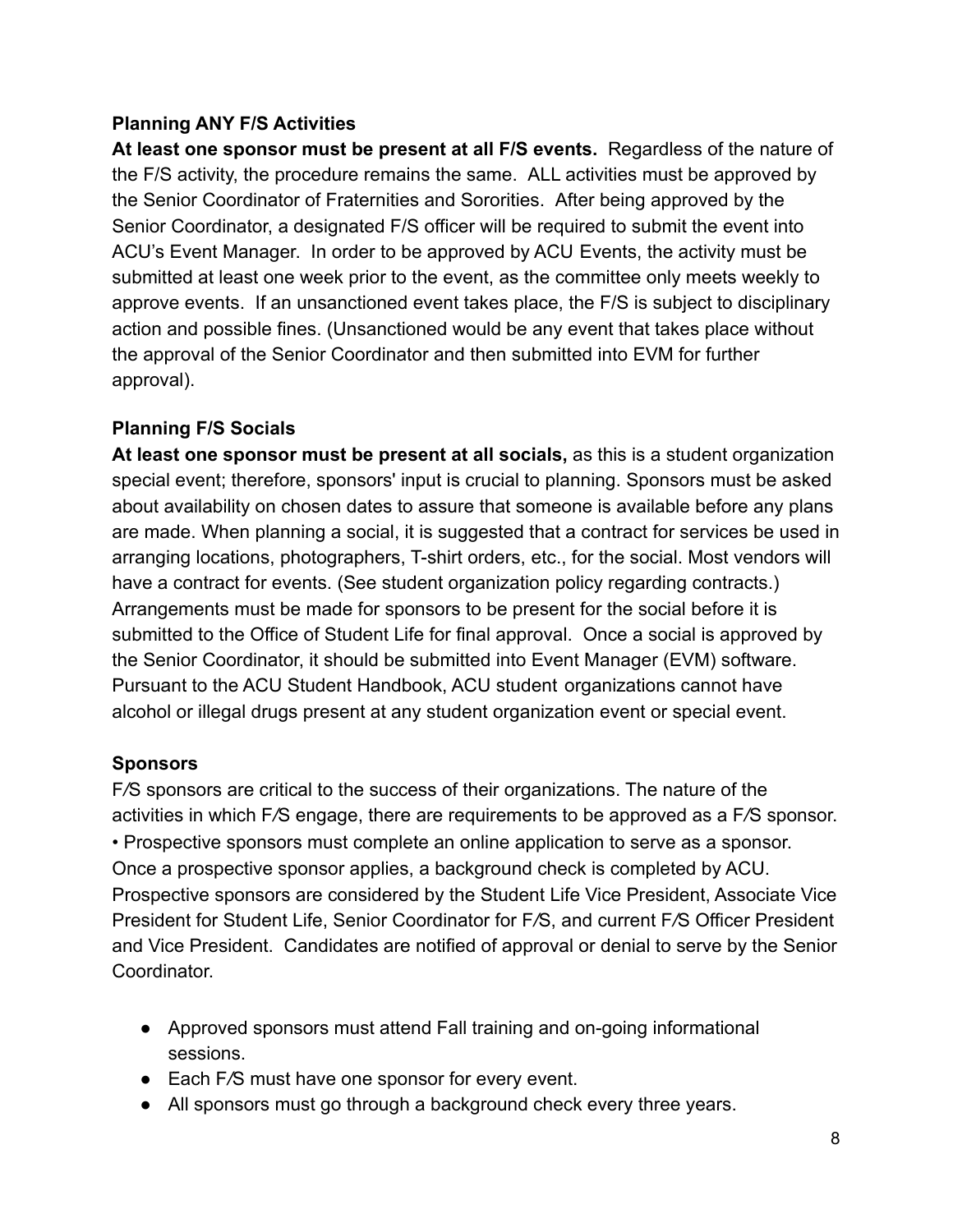**Planning ANY F/S Activities**

**At least one sponsor must be present at all F/S events.** Regardless of the nature of the F/S activity, the procedure remains the same. ALL activities must be approved by the Senior Coordinator of Fraternities and Sororities. After being approved by the Senior Coordinator, a designated F/S officer will be required to submit the event into ACU's Event Manager. In order to be approved by ACU Events, the activity must be submitted at least one week prior to the event, as the committee only meets weekly to approve events. If an unsanctioned event takes place, the F/S is subject to disciplinary action and possible fines. (Unsanctioned would be any event that takes place without the approval of the Senior Coordinator and then submitted into EVM for further approval).

**Planning F/S Socials**

**At least one sponsor must be present at all socials,** as this is a student organization special event; therefore, sponsors' input is crucial to planning. Sponsors must be asked about availability on chosen dates to assure that someone is available before any plans are made. When planning a social, it is suggested that a contract for services be used in arranging locations, photographers, T-shirt orders, etc., for the social. Most vendors will have a contract for events. (See student organization policy regarding contracts.) Arrangements must be made for sponsors to be present for the social before it is submitted to the Office of Student Life for final approval. Once a social is approved by the Senior Coordinator, it should be submitted into Event Manager (EVM) software. Pursuant to the ACU Student Handbook, ACU student organizations cannot have alcohol or illegal drugs present at any student organization event or special event.

**Sponsors**

F/S sponsors are critical to the success of their organizations. The nature of the activities in which F/S engage, there are requirements to be approved as a F/S sponsor.
• Prospective sponsors must complete an online application to serve as a sponsor. Once a prospective sponsor applies, a background check is completed by ACU. Prospective sponsors are considered by the Student Life Vice President, Associate Vice President for Student Life, Senior Coordinator for F/S, and current F/S Officer President and Vice President. Candidates are notified of approval or denial to serve by the Senior Coordinator.

- Approved sponsors must attend Fall training and on-going informational sessions.
- Each F/S must have one sponsor for every event.
- All sponsors must go through a background check every three years.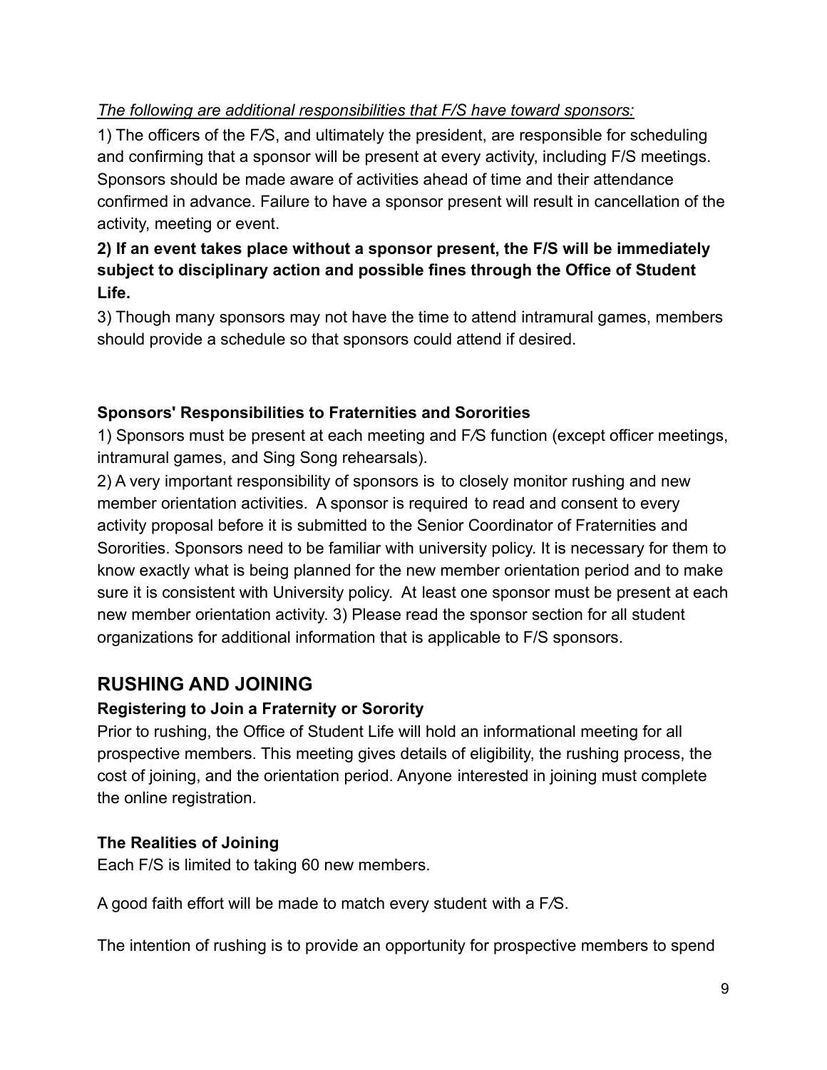*The following are additional responsibilities that F/S have toward sponsors:*

1) The officers of the F/S, and ultimately the president, are responsible for scheduling and confirming that a sponsor will be present at every activity, including F/S meetings. Sponsors should be made aware of activities ahead of time and their attendance confirmed in advance. Failure to have a sponsor present will result in cancellation of the activity, meeting or event.

**2) If an event takes place without a sponsor present, the F/S will be immediately subject to disciplinary action and possible fines through the Office of Student Life.**

3) Though many sponsors may not have the time to attend intramural games, members should provide a schedule so that sponsors could attend if desired.

### Sponsors' Responsibilities to Fraternities and Sororities

1) Sponsors must be present at each meeting and F/S function (except officer meetings, intramural games, and Sing Song rehearsals).

2) A very important responsibility of sponsors is to closely monitor rushing and new member orientation activities. A sponsor is required to read and consent to every activity proposal before it is submitted to the Senior Coordinator of Fraternities and Sororities. Sponsors need to be familiar with university policy. It is necessary for them to know exactly what is being planned for the new member orientation period and to make sure it is consistent with University policy. At least one sponsor must be present at each new member orientation activity. 3) Please read the sponsor section for all student organizations for additional information that is applicable to F/S sponsors.

## RUSHING AND JOINING

### Registering to Join a Fraternity or Sorority

Prior to rushing, the Office of Student Life will hold an informational meeting for all prospective members. This meeting gives details of eligibility, the rushing process, the cost of joining, and the orientation period. Anyone interested in joining must complete the online registration.

### The Realities of Joining

Each F/S is limited to taking 60 new members.

A good faith effort will be made to match every student with a F/S.

The intention of rushing is to provide an opportunity for prospective members to spend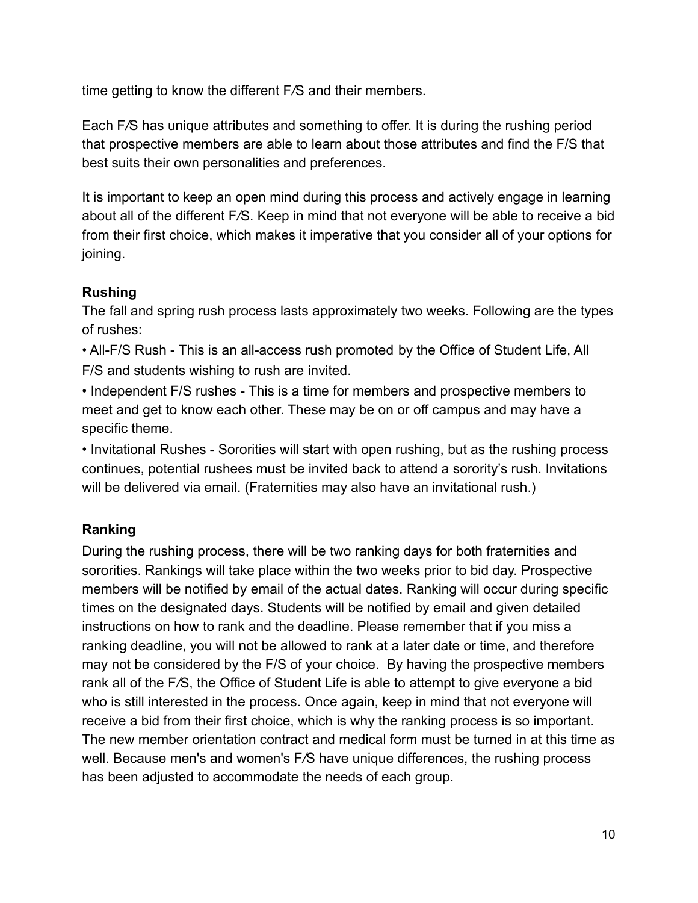time getting to know the different F⁄S and their members.

Each F⁄S has unique attributes and something to offer. It is during the rushing period that prospective members are able to learn about those attributes and find the F/S that best suits their own personalities and preferences.

It is important to keep an open mind during this process and actively engage in learning about all of the different F⁄S. Keep in mind that not everyone will be able to receive a bid from their first choice, which makes it imperative that you consider all of your options for joining.

**Rushing**

The fall and spring rush process lasts approximately two weeks. Following are the types of rushes:

• All-F/S Rush - This is an all-access rush promoted by the Office of Student Life, All F/S and students wishing to rush are invited.

• Independent F/S rushes - This is a time for members and prospective members to meet and get to know each other. These may be on or off campus and may have a specific theme.

• Invitational Rushes - Sororities will start with open rushing, but as the rushing process continues, potential rushees must be invited back to attend a sorority's rush. Invitations will be delivered via email. (Fraternities may also have an invitational rush.)

**Ranking**

During the rushing process, there will be two ranking days for both fraternities and sororities. Rankings will take place within the two weeks prior to bid day. Prospective members will be notified by email of the actual dates. Ranking will occur during specific times on the designated days. Students will be notified by email and given detailed instructions on how to rank and the deadline. Please remember that if you miss a ranking deadline, you will not be allowed to rank at a later date or time, and therefore may not be considered by the F/S of your choice. By having the prospective members rank all of the F⁄S, the Office of Student Life is able to attempt to give everyone a bid who is still interested in the process. Once again, keep in mind that not everyone will receive a bid from their first choice, which is why the ranking process is so important. The new member orientation contract and medical form must be turned in at this time as well. Because men's and women's F⁄S have unique differences, the rushing process has been adjusted to accommodate the needs of each group.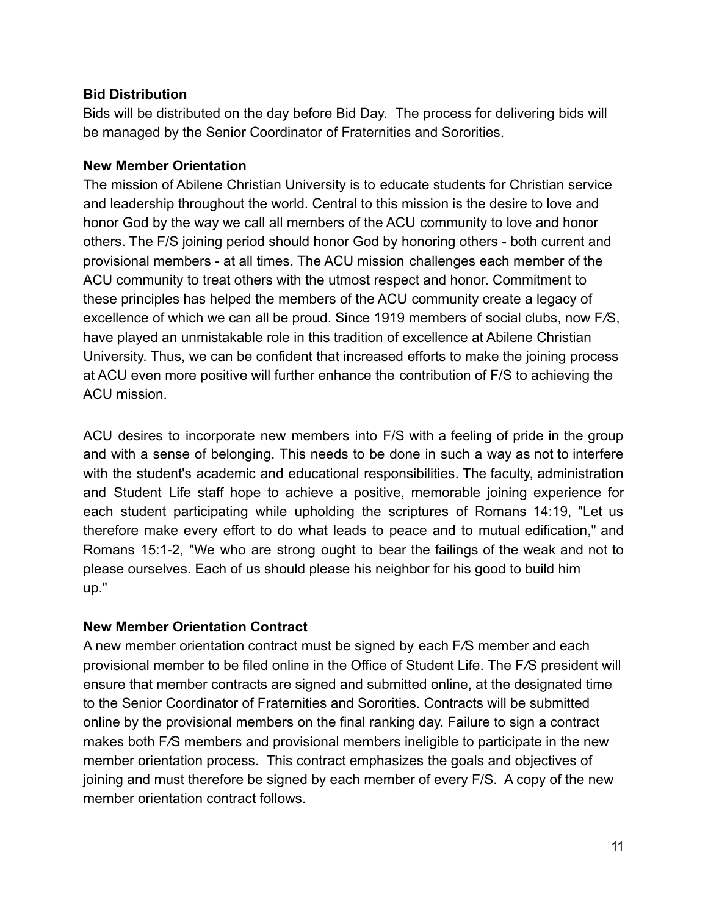**Bid Distribution**

Bids will be distributed on the day before Bid Day. The process for delivering bids will be managed by the Senior Coordinator of Fraternities and Sororities.

**New Member Orientation**

The mission of Abilene Christian University is to educate students for Christian service and leadership throughout the world. Central to this mission is the desire to love and honor God by the way we call all members of the ACU community to love and honor others. The F/S joining period should honor God by honoring others - both current and provisional members - at all times. The ACU mission challenges each member of the ACU community to treat others with the utmost respect and honor. Commitment to these principles has helped the members of the ACU community create a legacy of excellence of which we can all be proud. Since 1919 members of social clubs, now F⁄S, have played an unmistakable role in this tradition of excellence at Abilene Christian University. Thus, we can be confident that increased efforts to make the joining process at ACU even more positive will further enhance the contribution of F/S to achieving the ACU mission.

ACU desires to incorporate new members into F/S with a feeling of pride in the group and with a sense of belonging. This needs to be done in such a way as not to interfere with the student's academic and educational responsibilities. The faculty, administration and Student Life staff hope to achieve a positive, memorable joining experience for each student participating while upholding the scriptures of Romans 14:19, "Let us therefore make every effort to do what leads to peace and to mutual edification," and Romans 15:1-2, "We who are strong ought to bear the failings of the weak and not to please ourselves. Each of us should please his neighbor for his good to build him up."

**New Member Orientation Contract**

A new member orientation contract must be signed by each F⁄S member and each provisional member to be filed online in the Office of Student Life. The F⁄S president will ensure that member contracts are signed and submitted online, at the designated time to the Senior Coordinator of Fraternities and Sororities. Contracts will be submitted online by the provisional members on the final ranking day. Failure to sign a contract makes both F⁄S members and provisional members ineligible to participate in the new member orientation process. This contract emphasizes the goals and objectives of joining and must therefore be signed by each member of every F/S. A copy of the new member orientation contract follows.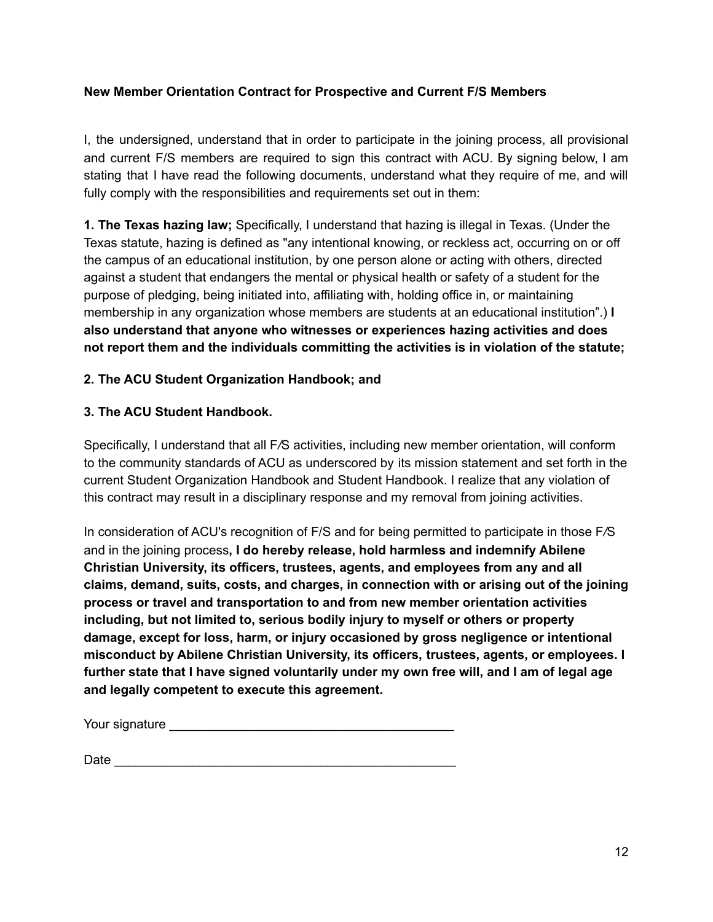**New Member Orientation Contract for Prospective and Current F/S Members**

I, the undersigned, understand that in order to participate in the joining process, all provisional and current F/S members are required to sign this contract with ACU. By signing below, I am stating that I have read the following documents, understand what they require of me, and will fully comply with the responsibilities and requirements set out in them:

**1. The Texas hazing law;** Specifically, I understand that hazing is illegal in Texas. (Under the Texas statute, hazing is defined as "any intentional knowing, or reckless act, occurring on or off the campus of an educational institution, by one person alone or acting with others, directed against a student that endangers the mental or physical health or safety of a student for the purpose of pledging, being initiated into, affiliating with, holding office in, or maintaining membership in any organization whose members are students at an educational institution".) **I also understand that anyone who witnesses or experiences hazing activities and does not report them and the individuals committing the activities is in violation of the statute;**

**2. The ACU Student Organization Handbook; and**

**3. The ACU Student Handbook.**

Specifically, I understand that all F/S activities, including new member orientation, will conform to the community standards of ACU as underscored by its mission statement and set forth in the current Student Organization Handbook and Student Handbook. I realize that any violation of this contract may result in a disciplinary response and my removal from joining activities.

In consideration of ACU's recognition of F/S and for being permitted to participate in those F/S and in the joining process**, I do hereby release, hold harmless and indemnify Abilene Christian University, its officers, trustees, agents, and employees from any and all claims, demand, suits, costs, and charges, in connection with or arising out of the joining process or travel and transportation to and from new member orientation activities including, but not limited to, serious bodily injury to myself or others or property damage, except for loss, harm, or injury occasioned by gross negligence or intentional misconduct by Abilene Christian University, its officers, trustees, agents, or employees. I further state that I have signed voluntarily under my own free will, and I am of legal age and legally competent to execute this agreement.**

Your signature ________________________________________

Date __________________________________________________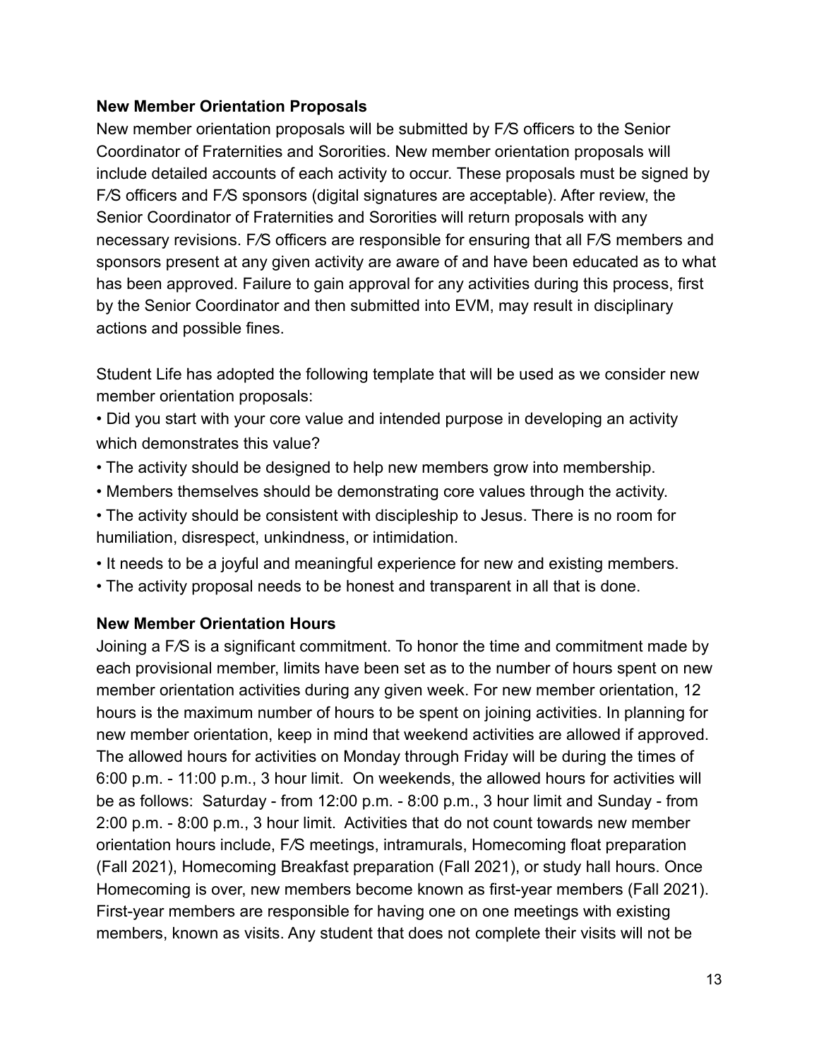**New Member Orientation Proposals**

New member orientation proposals will be submitted by F/S officers to the Senior Coordinator of Fraternities and Sororities. New member orientation proposals will include detailed accounts of each activity to occur. These proposals must be signed by F/S officers and F/S sponsors (digital signatures are acceptable). After review, the Senior Coordinator of Fraternities and Sororities will return proposals with any necessary revisions. F/S officers are responsible for ensuring that all F/S members and sponsors present at any given activity are aware of and have been educated as to what has been approved. Failure to gain approval for any activities during this process, first by the Senior Coordinator and then submitted into EVM, may result in disciplinary actions and possible fines.

Student Life has adopted the following template that will be used as we consider new member orientation proposals:

- Did you start with your core value and intended purpose in developing an activity which demonstrates this value?
- The activity should be designed to help new members grow into membership.
- Members themselves should be demonstrating core values through the activity.
- The activity should be consistent with discipleship to Jesus. There is no room for humiliation, disrespect, unkindness, or intimidation.
- It needs to be a joyful and meaningful experience for new and existing members.
- The activity proposal needs to be honest and transparent in all that is done.

**New Member Orientation Hours**

Joining a F/S is a significant commitment. To honor the time and commitment made by each provisional member, limits have been set as to the number of hours spent on new member orientation activities during any given week. For new member orientation, 12 hours is the maximum number of hours to be spent on joining activities. In planning for new member orientation, keep in mind that weekend activities are allowed if approved. The allowed hours for activities on Monday through Friday will be during the times of 6:00 p.m. - 11:00 p.m., 3 hour limit. On weekends, the allowed hours for activities will be as follows: Saturday - from 12:00 p.m. - 8:00 p.m., 3 hour limit and Sunday - from 2:00 p.m. - 8:00 p.m., 3 hour limit. Activities that do not count towards new member orientation hours include, F/S meetings, intramurals, Homecoming float preparation (Fall 2021), Homecoming Breakfast preparation (Fall 2021), or study hall hours. Once Homecoming is over, new members become known as first-year members (Fall 2021). First-year members are responsible for having one on one meetings with existing members, known as visits. Any student that does not complete their visits will not be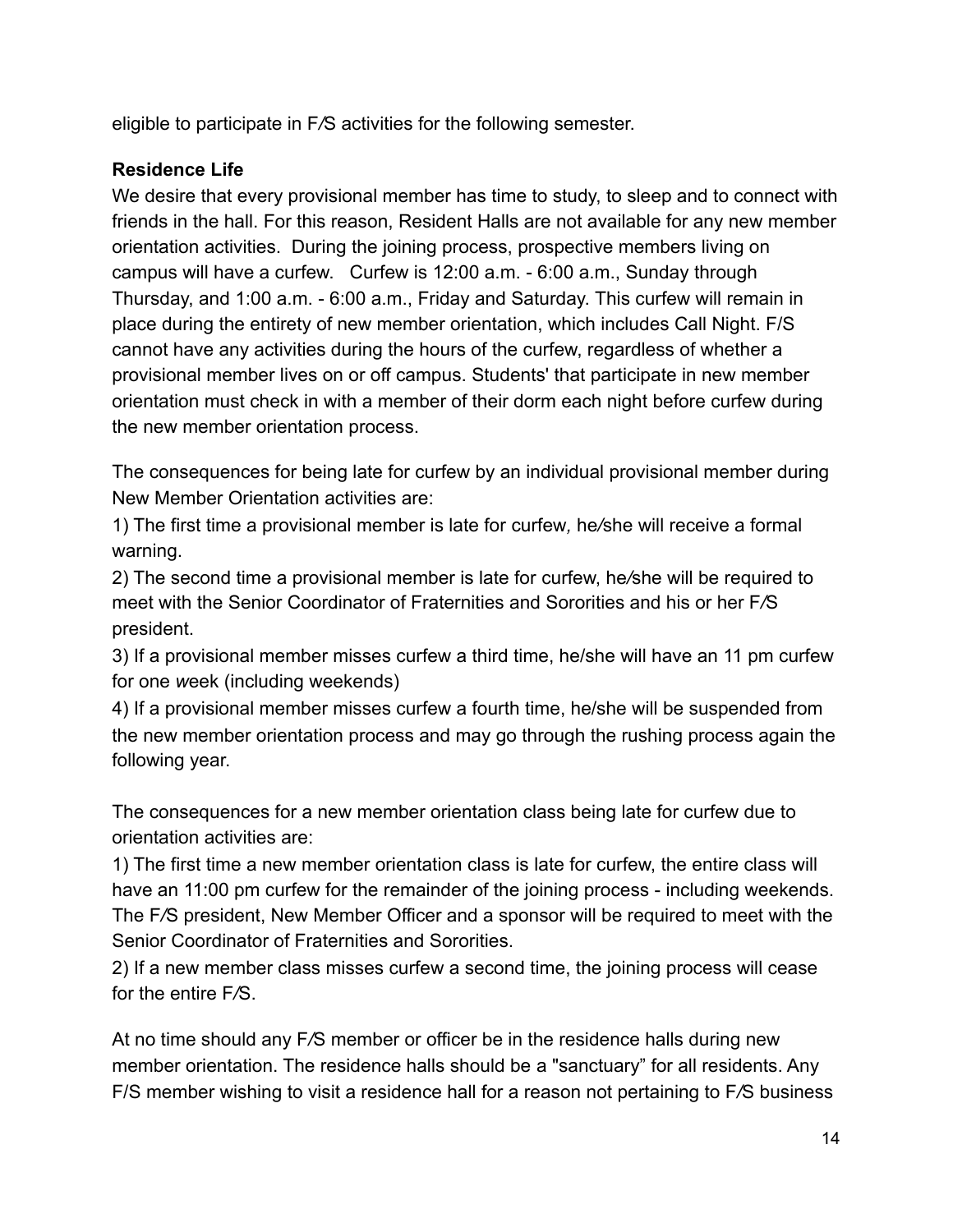eligible to participate in F/S activities for the following semester.

**Residence Life**

We desire that every provisional member has time to study, to sleep and to connect with friends in the hall. For this reason, Resident Halls are not available for any new member orientation activities. During the joining process, prospective members living on campus will have a curfew. Curfew is 12:00 a.m. - 6:00 a.m., Sunday through Thursday, and 1:00 a.m. - 6:00 a.m., Friday and Saturday. This curfew will remain in place during the entirety of new member orientation, which includes Call Night. F/S cannot have any activities during the hours of the curfew, regardless of whether a provisional member lives on or off campus. Students' that participate in new member orientation must check in with a member of their dorm each night before curfew during the new member orientation process.

The consequences for being late for curfew by an individual provisional member during New Member Orientation activities are:

1) The first time a provisional member is late for curfew, he/she will receive a formal warning.

2) The second time a provisional member is late for curfew, he/she will be required to meet with the Senior Coordinator of Fraternities and Sororities and his or her F/S president.

3) If a provisional member misses curfew a third time, he/she will have an 11 pm curfew for one week (including weekends)

4) If a provisional member misses curfew a fourth time, he/she will be suspended from the new member orientation process and may go through the rushing process again the following year.

The consequences for a new member orientation class being late for curfew due to orientation activities are:

1) The first time a new member orientation class is late for curfew, the entire class will have an 11:00 pm curfew for the remainder of the joining process - including weekends. The F/S president, New Member Officer and a sponsor will be required to meet with the Senior Coordinator of Fraternities and Sororities.

2) If a new member class misses curfew a second time, the joining process will cease for the entire F/S.

At no time should any F/S member or officer be in the residence halls during new member orientation. The residence halls should be a "sanctuary" for all residents. Any F/S member wishing to visit a residence hall for a reason not pertaining to F/S business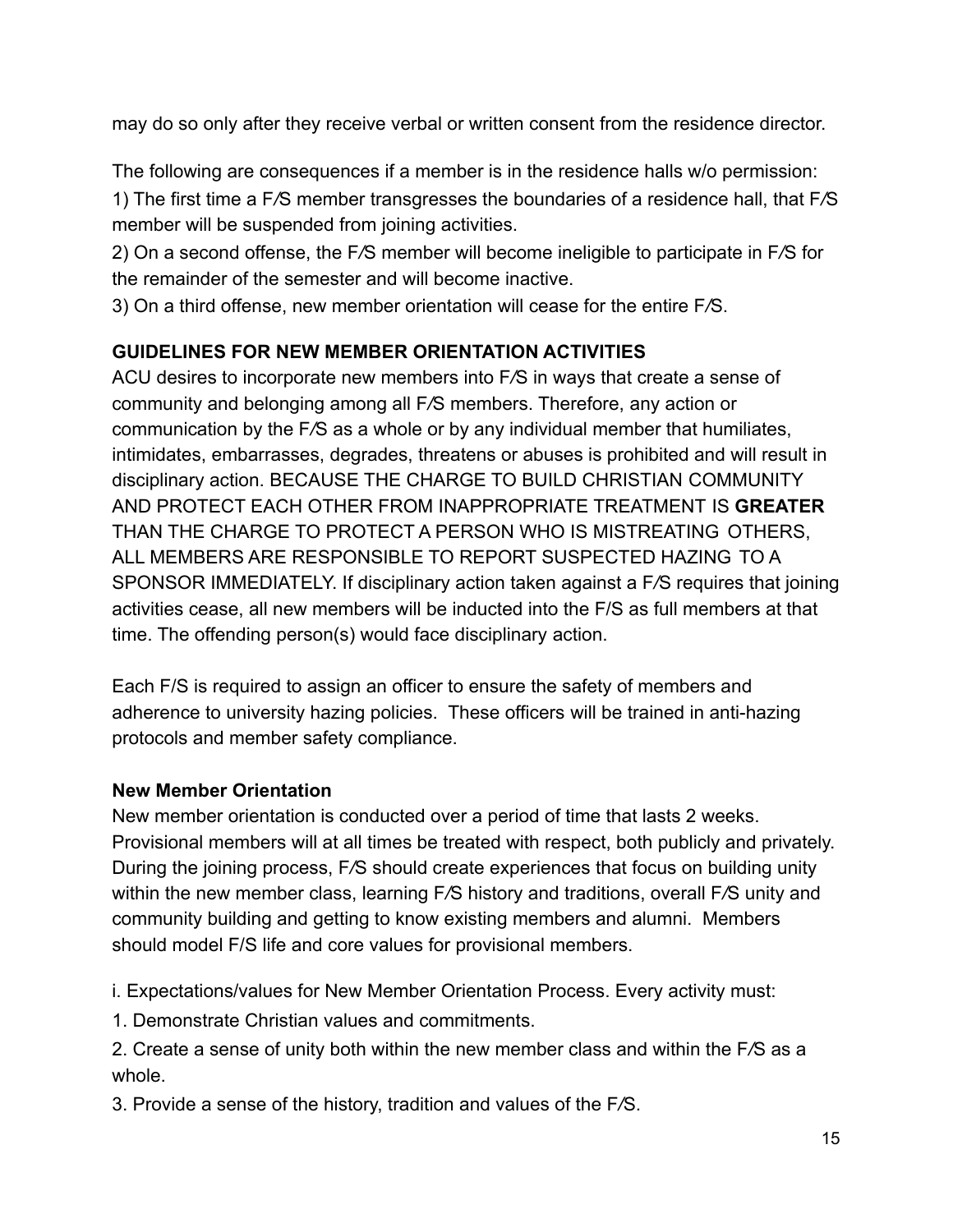may do so only after they receive verbal or written consent from the residence director.

The following are consequences if a member is in the residence halls w/o permission:
1) The first time a F⁄S member transgresses the boundaries of a residence hall, that F⁄S member will be suspended from joining activities.
2) On a second offense, the F⁄S member will become ineligible to participate in F⁄S for the remainder of the semester and will become inactive.
3) On a third offense, new member orientation will cease for the entire F⁄S.

**GUIDELINES FOR NEW MEMBER ORIENTATION ACTIVITIES**

ACU desires to incorporate new members into F⁄S in ways that create a sense of community and belonging among all F⁄S members. Therefore, any action or communication by the F⁄S as a whole or by any individual member that humiliates, intimidates, embarrasses, degrades, threatens or abuses is prohibited and will result in disciplinary action. BECAUSE THE CHARGE TO BUILD CHRISTIAN COMMUNITY AND PROTECT EACH OTHER FROM INAPPROPRIATE TREATMENT IS **GREATER** THAN THE CHARGE TO PROTECT A PERSON WHO IS MISTREATING OTHERS, ALL MEMBERS ARE RESPONSIBLE TO REPORT SUSPECTED HAZING TO A SPONSOR IMMEDIATELY. If disciplinary action taken against a F⁄S requires that joining activities cease, all new members will be inducted into the F/S as full members at that time. The offending person(s) would face disciplinary action.

Each F/S is required to assign an officer to ensure the safety of members and adherence to university hazing policies. These officers will be trained in anti-hazing protocols and member safety compliance.

**New Member Orientation**

New member orientation is conducted over a period of time that lasts 2 weeks. Provisional members will at all times be treated with respect, both publicly and privately. During the joining process, F⁄S should create experiences that focus on building unity within the new member class, learning F⁄S history and traditions, overall F⁄S unity and community building and getting to know existing members and alumni. Members should model F/S life and core values for provisional members.

i. Expectations/values for New Member Orientation Process. Every activity must:

1. Demonstrate Christian values and commitments.

2. Create a sense of unity both within the new member class and within the F⁄S as a whole.

3. Provide a sense of the history, tradition and values of the F⁄S.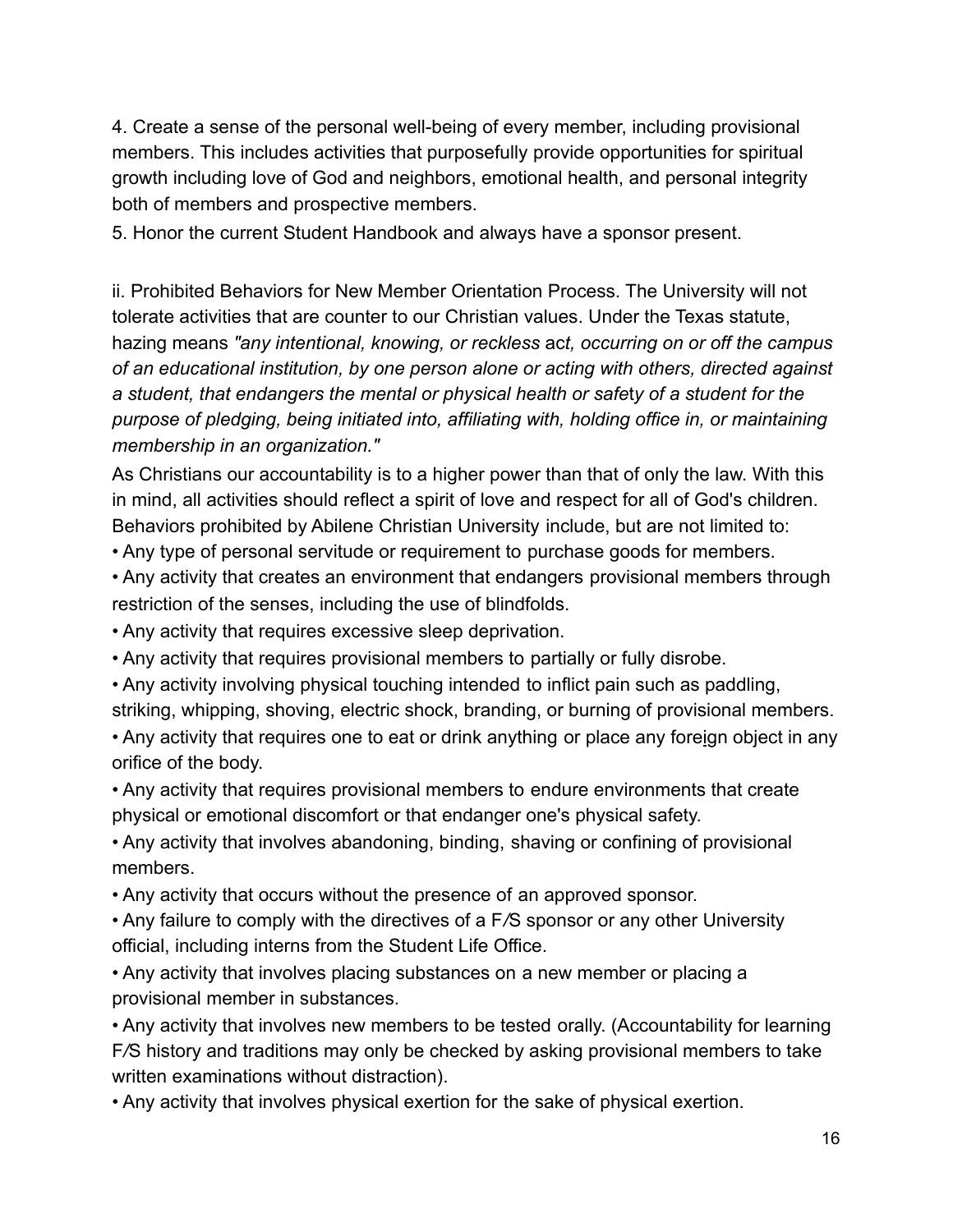4. Create a sense of the personal well-being of every member, including provisional members. This includes activities that purposefully provide opportunities for spiritual growth including love of God and neighbors, emotional health, and personal integrity both of members and prospective members.

5. Honor the current Student Handbook and always have a sponsor present.

ii. Prohibited Behaviors for New Member Orientation Process. The University will not tolerate activities that are counter to our Christian values. Under the Texas statute, hazing means *"any intentional, knowing, or reckless* act*, occurring on or off the campus of an educational institution, by one person alone or acting with others, directed against a student, that endangers the mental or physical health or safety of a student for the purpose of pledging, being initiated into, affiliating with, holding office in, or maintaining membership in an organization."*

As Christians our accountability is to a higher power than that of only the law. With this in mind, all activities should reflect a spirit of love and respect for all of God's children. Behaviors prohibited by Abilene Christian University include, but are not limited to:

- Any type of personal servitude or requirement to purchase goods for members.
- Any activity that creates an environment that endangers provisional members through restriction of the senses, including the use of blindfolds.
- Any activity that requires excessive sleep deprivation.
- Any activity that requires provisional members to partially or fully disrobe.
- Any activity involving physical touching intended to inflict pain such as paddling, striking, whipping, shoving, electric shock, branding, or burning of provisional members.
- Any activity that requires one to eat or drink anything or place any foreign object in any orifice of the body.
- Any activity that requires provisional members to endure environments that create physical or emotional discomfort or that endanger one's physical safety.
- Any activity that involves abandoning, binding, shaving or confining of provisional members.
- Any activity that occurs without the presence of an approved sponsor.
- Any failure to comply with the directives of a F/S sponsor or any other University official, including interns from the Student Life Office.
- Any activity that involves placing substances on a new member or placing a provisional member in substances.
- Any activity that involves new members to be tested orally. (Accountability for learning F/S history and traditions may only be checked by asking provisional members to take written examinations without distraction).
- Any activity that involves physical exertion for the sake of physical exertion.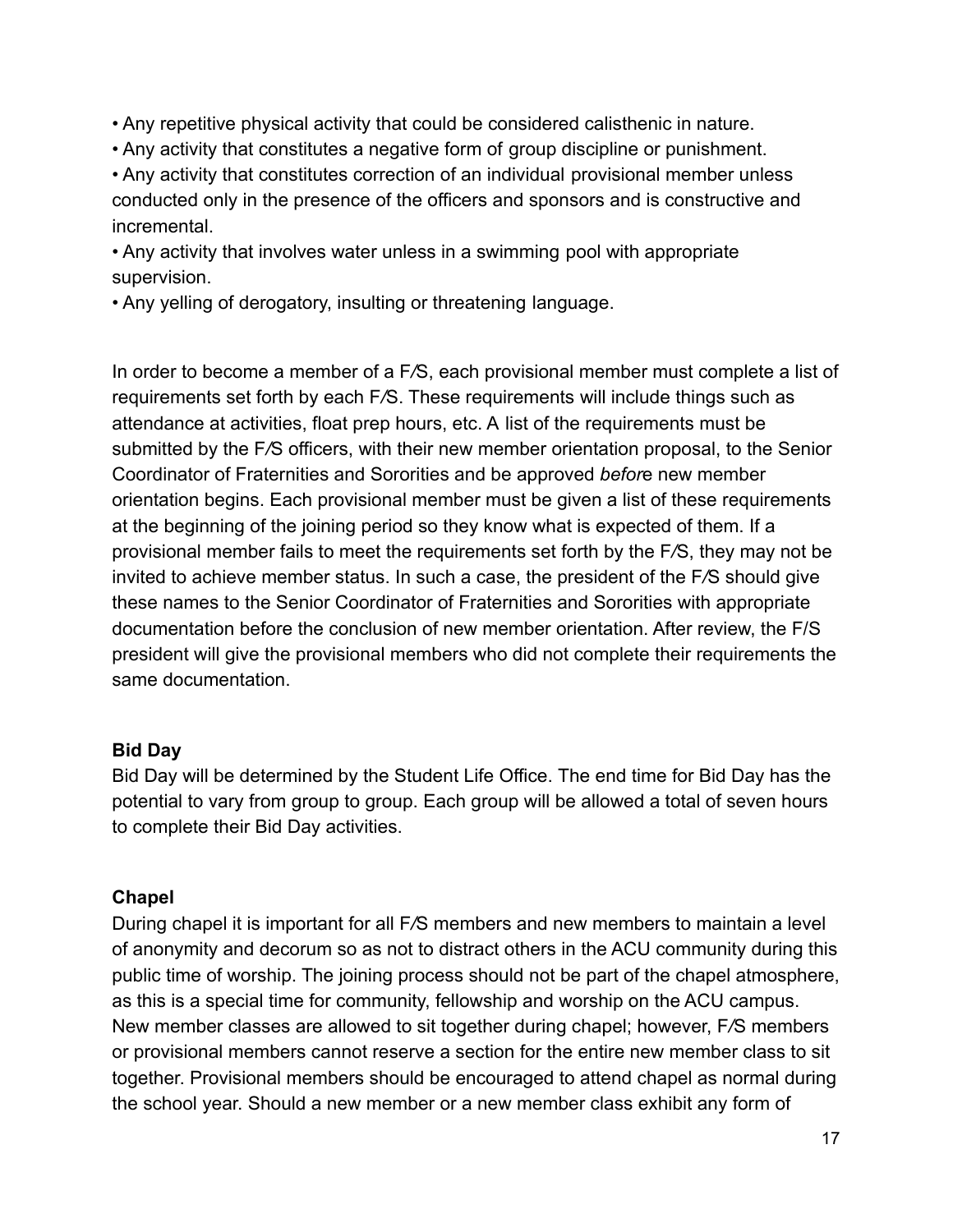- Any repetitive physical activity that could be considered calisthenic in nature.
- Any activity that constitutes a negative form of group discipline or punishment.
- Any activity that constitutes correction of an individual provisional member unless conducted only in the presence of the officers and sponsors and is constructive and incremental.
- Any activity that involves water unless in a swimming pool with appropriate supervision.
- Any yelling of derogatory, insulting or threatening language.

In order to become a member of a F/S, each provisional member must complete a list of requirements set forth by each F/S. These requirements will include things such as attendance at activities, float prep hours, etc. A list of the requirements must be submitted by the F/S officers, with their new member orientation proposal, to the Senior Coordinator of Fraternities and Sororities and be approved *befor*e new member orientation begins. Each provisional member must be given a list of these requirements at the beginning of the joining period so they know what is expected of them. If a provisional member fails to meet the requirements set forth by the F/S, they may not be invited to achieve member status. In such a case, the president of the F/S should give these names to the Senior Coordinator of Fraternities and Sororities with appropriate documentation before the conclusion of new member orientation. After review, the F/S president will give the provisional members who did not complete their requirements the same documentation.

**Bid Day**

Bid Day will be determined by the Student Life Office. The end time for Bid Day has the potential to vary from group to group. Each group will be allowed a total of seven hours to complete their Bid Day activities.

**Chapel**

During chapel it is important for all F/S members and new members to maintain a level of anonymity and decorum so as not to distract others in the ACU community during this public time of worship. The joining process should not be part of the chapel atmosphere, as this is a special time for community, fellowship and worship on the ACU campus. New member classes are allowed to sit together during chapel; however, F/S members or provisional members cannot reserve a section for the entire new member class to sit together. Provisional members should be encouraged to attend chapel as normal during the school year. Should a new member or a new member class exhibit any form of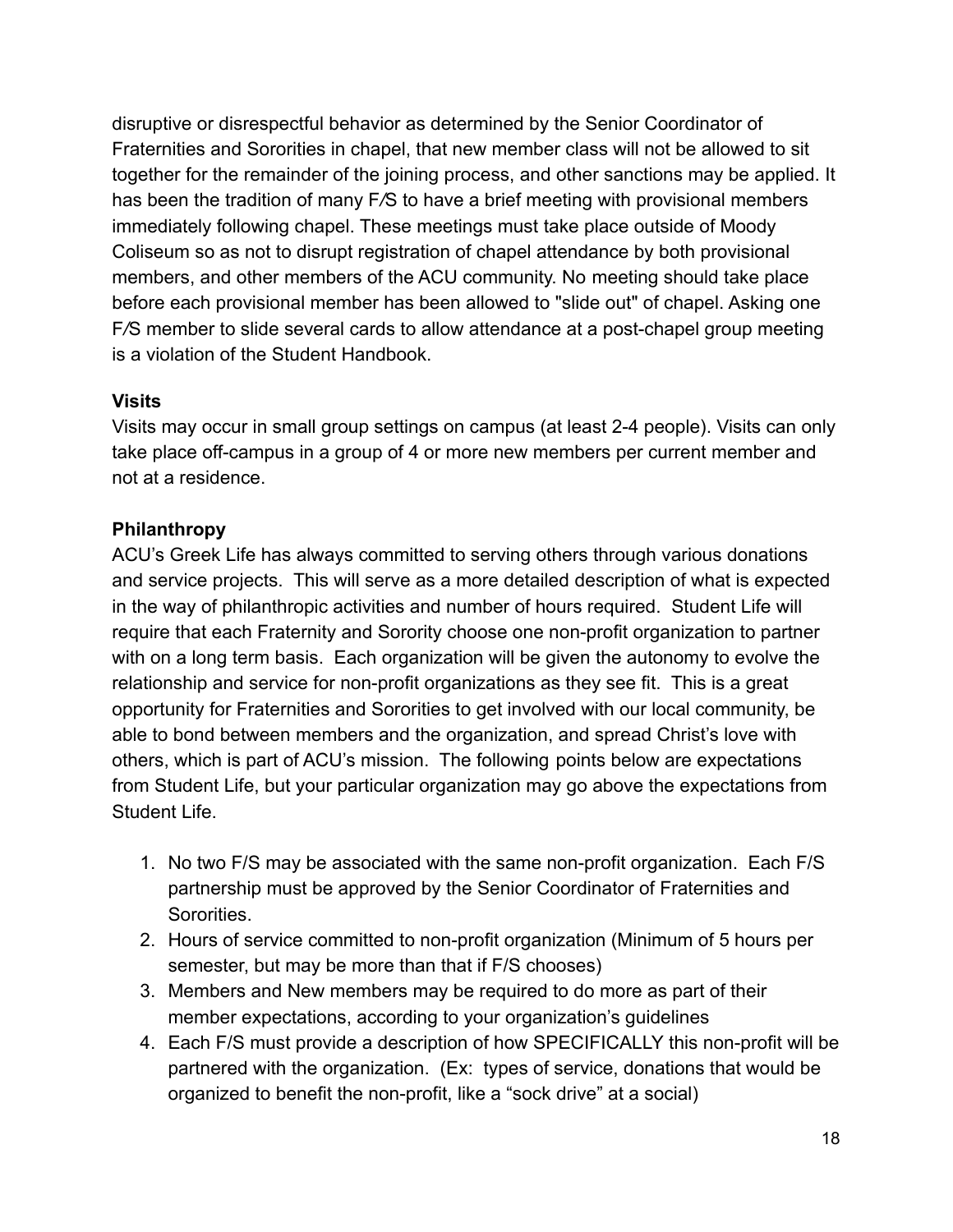disruptive or disrespectful behavior as determined by the Senior Coordinator of Fraternities and Sororities in chapel, that new member class will not be allowed to sit together for the remainder of the joining process, and other sanctions may be applied. It has been the tradition of many F/S to have a brief meeting with provisional members immediately following chapel. These meetings must take place outside of Moody Coliseum so as not to disrupt registration of chapel attendance by both provisional members, and other members of the ACU community. No meeting should take place before each provisional member has been allowed to "slide out" of chapel. Asking one F/S member to slide several cards to allow attendance at a post-chapel group meeting is a violation of the Student Handbook.

**Visits**

Visits may occur in small group settings on campus (at least 2-4 people). Visits can only take place off-campus in a group of 4 or more new members per current member and not at a residence.

**Philanthropy**

ACU's Greek Life has always committed to serving others through various donations and service projects. This will serve as a more detailed description of what is expected in the way of philanthropic activities and number of hours required. Student Life will require that each Fraternity and Sorority choose one non-profit organization to partner with on a long term basis. Each organization will be given the autonomy to evolve the relationship and service for non-profit organizations as they see fit. This is a great opportunity for Fraternities and Sororities to get involved with our local community, be able to bond between members and the organization, and spread Christ's love with others, which is part of ACU's mission. The following points below are expectations from Student Life, but your particular organization may go above the expectations from Student Life.

1. No two F/S may be associated with the same non-profit organization. Each F/S partnership must be approved by the Senior Coordinator of Fraternities and Sororities.
2. Hours of service committed to non-profit organization (Minimum of 5 hours per semester, but may be more than that if F/S chooses)
3. Members and New members may be required to do more as part of their member expectations, according to your organization's guidelines
4. Each F/S must provide a description of how SPECIFICALLY this non-profit will be partnered with the organization. (Ex: types of service, donations that would be organized to benefit the non-profit, like a "sock drive" at a social)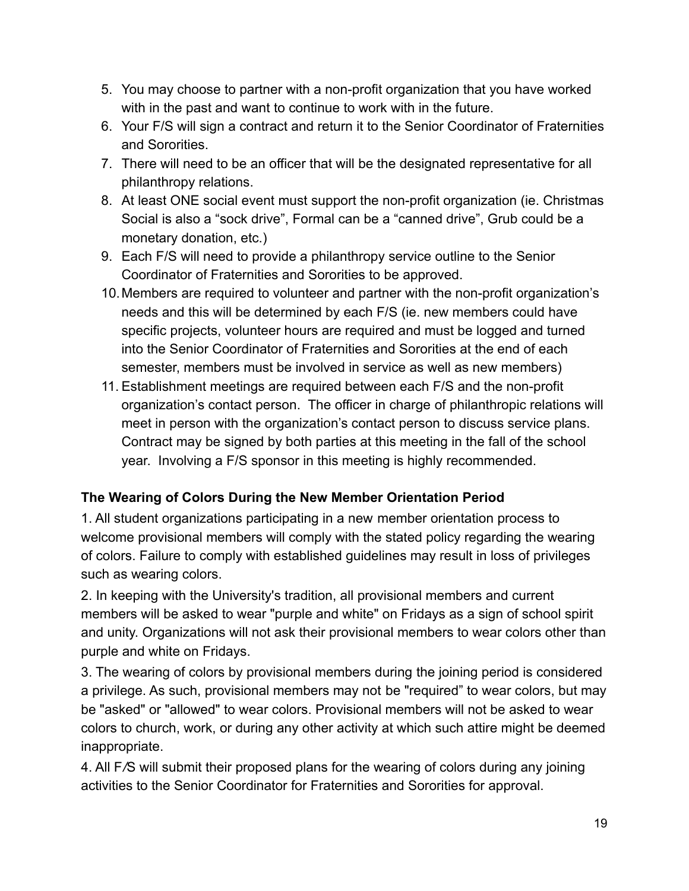5. You may choose to partner with a non-profit organization that you have worked with in the past and want to continue to work with in the future.
6. Your F/S will sign a contract and return it to the Senior Coordinator of Fraternities and Sororities.
7. There will need to be an officer that will be the designated representative for all philanthropy relations.
8. At least ONE social event must support the non-profit organization (ie. Christmas Social is also a "sock drive", Formal can be a "canned drive", Grub could be a monetary donation, etc.)
9. Each F/S will need to provide a philanthropy service outline to the Senior Coordinator of Fraternities and Sororities to be approved.
10. Members are required to volunteer and partner with the non-profit organization's needs and this will be determined by each F/S (ie. new members could have specific projects, volunteer hours are required and must be logged and turned into the Senior Coordinator of Fraternities and Sororities at the end of each semester, members must be involved in service as well as new members)
11. Establishment meetings are required between each F/S and the non-profit organization's contact person. The officer in charge of philanthropic relations will meet in person with the organization's contact person to discuss service plans. Contract may be signed by both parties at this meeting in the fall of the school year. Involving a F/S sponsor in this meeting is highly recommended.

**The Wearing of Colors During the New Member Orientation Period**

1. All student organizations participating in a new member orientation process to welcome provisional members will comply with the stated policy regarding the wearing of colors. Failure to comply with established guidelines may result in loss of privileges such as wearing colors.

2. In keeping with the University's tradition, all provisional members and current members will be asked to wear "purple and white" on Fridays as a sign of school spirit and unity. Organizations will not ask their provisional members to wear colors other than purple and white on Fridays.

3. The wearing of colors by provisional members during the joining period is considered a privilege. As such, provisional members may not be "required" to wear colors, but may be "asked" or "allowed" to wear colors. Provisional members will not be asked to wear colors to church, work, or during any other activity at which such attire might be deemed inappropriate.

4. All F/S will submit their proposed plans for the wearing of colors during any joining activities to the Senior Coordinator for Fraternities and Sororities for approval.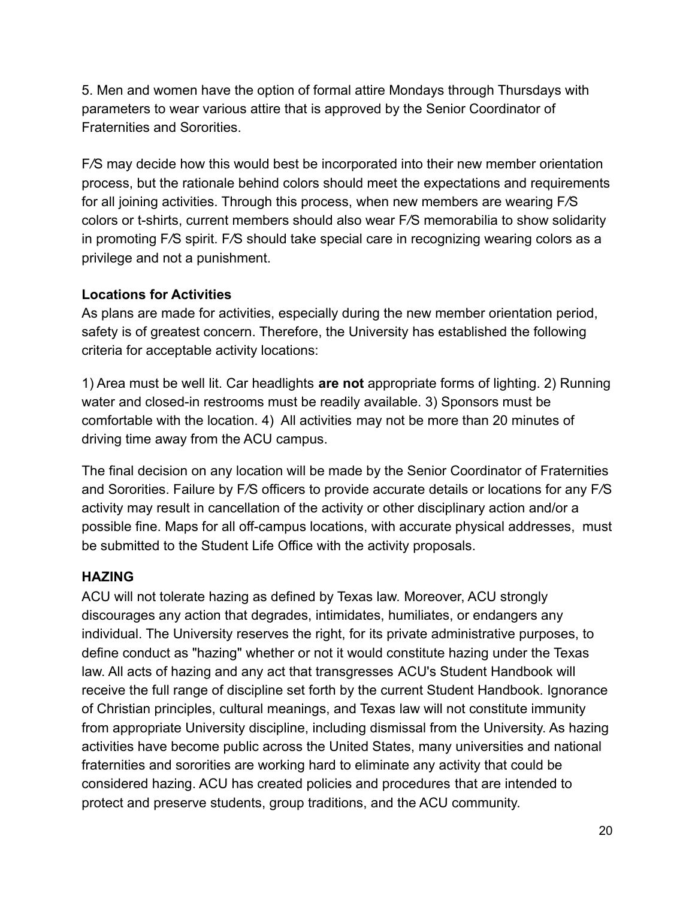5. Men and women have the option of formal attire Mondays through Thursdays with parameters to wear various attire that is approved by the Senior Coordinator of Fraternities and Sororities.

F/S may decide how this would best be incorporated into their new member orientation process, but the rationale behind colors should meet the expectations and requirements for all joining activities. Through this process, when new members are wearing F/S colors or t-shirts, current members should also wear F/S memorabilia to show solidarity in promoting F/S spirit. F/S should take special care in recognizing wearing colors as a privilege and not a punishment.

**Locations for Activities**

As plans are made for activities, especially during the new member orientation period, safety is of greatest concern. Therefore, the University has established the following criteria for acceptable activity locations:

1) Area must be well lit. Car headlights **are not** appropriate forms of lighting. 2) Running water and closed-in restrooms must be readily available. 3) Sponsors must be comfortable with the location. 4) All activities may not be more than 20 minutes of driving time away from the ACU campus.

The final decision on any location will be made by the Senior Coordinator of Fraternities and Sororities. Failure by F/S officers to provide accurate details or locations for any F/S activity may result in cancellation of the activity or other disciplinary action and/or a possible fine. Maps for all off-campus locations, with accurate physical addresses, must be submitted to the Student Life Office with the activity proposals.

**HAZING**

ACU will not tolerate hazing as defined by Texas law. Moreover, ACU strongly discourages any action that degrades, intimidates, humiliates, or endangers any individual. The University reserves the right, for its private administrative purposes, to define conduct as "hazing" whether or not it would constitute hazing under the Texas law. All acts of hazing and any act that transgresses ACU's Student Handbook will receive the full range of discipline set forth by the current Student Handbook. Ignorance of Christian principles, cultural meanings, and Texas law will not constitute immunity from appropriate University discipline, including dismissal from the University. As hazing activities have become public across the United States, many universities and national fraternities and sororities are working hard to eliminate any activity that could be considered hazing. ACU has created policies and procedures that are intended to protect and preserve students, group traditions, and the ACU community.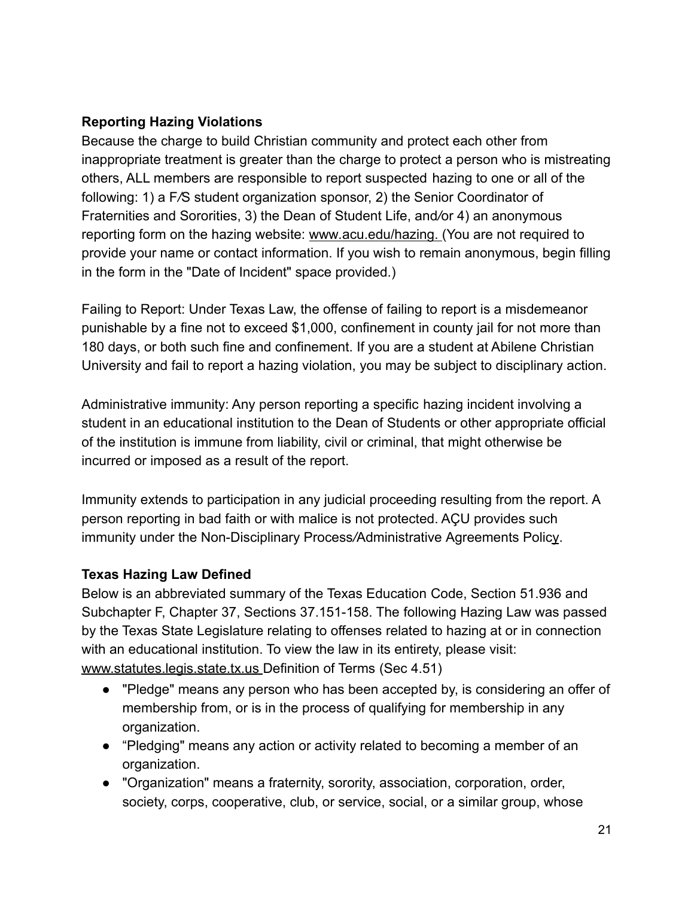**Reporting Hazing Violations**

Because the charge to build Christian community and protect each other from inappropriate treatment is greater than the charge to protect a person who is mistreating others, ALL members are responsible to report suspected hazing to one or all of the following: 1) a F/S student organization sponsor, 2) the Senior Coordinator of Fraternities and Sororities, 3) the Dean of Student Life, and/or 4) an anonymous reporting form on the hazing website: www.acu.edu/hazing. (You are not required to provide your name or contact information. If you wish to remain anonymous, begin filling in the form in the "Date of Incident" space provided.)

Failing to Report: Under Texas Law, the offense of failing to report is a misdemeanor punishable by a fine not to exceed $1,000, confinement in county jail for not more than 180 days, or both such fine and confinement. If you are a student at Abilene Christian University and fail to report a hazing violation, you may be subject to disciplinary action.

Administrative immunity: Any person reporting a specific hazing incident involving a student in an educational institution to the Dean of Students or other appropriate official of the institution is immune from liability, civil or criminal, that might otherwise be incurred or imposed as a result of the report.

Immunity extends to participation in any judicial proceeding resulting from the report. A person reporting in bad faith or with malice is not protected. AÇU provides such immunity under the Non-Disciplinary Process/Administrative Agreements Policy.

**Texas Hazing Law Defined**

Below is an abbreviated summary of the Texas Education Code, Section 51.936 and Subchapter F, Chapter 37, Sections 37.151-158. The following Hazing Law was passed by the Texas State Legislature relating to offenses related to hazing at or in connection with an educational institution. To view the law in its entirety, please visit: www.statutes.legis.state.tx.us Definition of Terms (Sec 4.51)

- "Pledge" means any person who has been accepted by, is considering an offer of membership from, or is in the process of qualifying for membership in any organization.
- "Pledging" means any action or activity related to becoming a member of an organization.
- "Organization" means a fraternity, sorority, association, corporation, order, society, corps, cooperative, club, or service, social, or a similar group, whose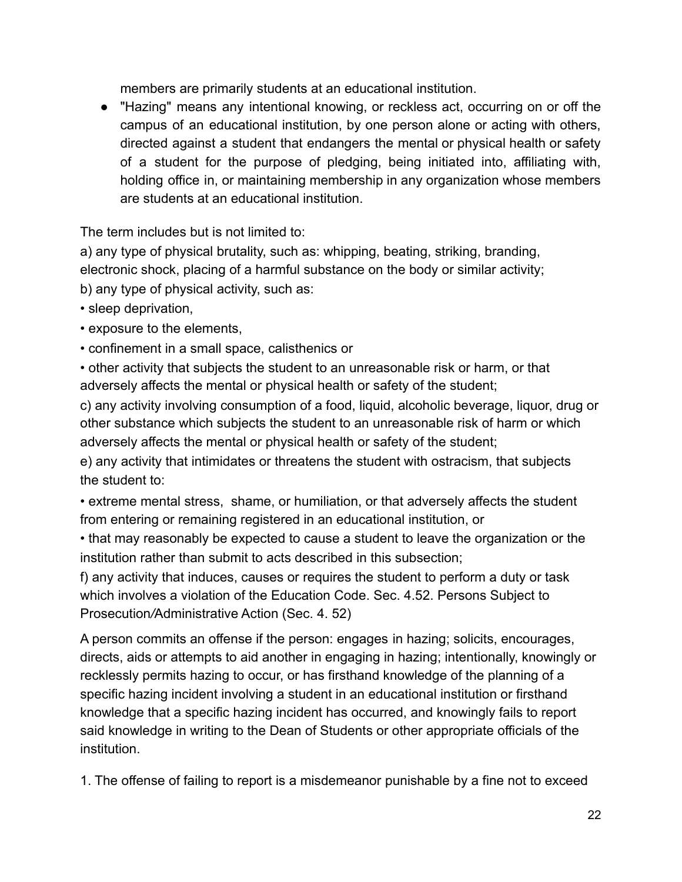members are primarily students at an educational institution.

- "Hazing" means any intentional knowing, or reckless act, occurring on or off the campus of an educational institution, by one person alone or acting with others, directed against a student that endangers the mental or physical health or safety of a student for the purpose of pledging, being initiated into, affiliating with, holding office in, or maintaining membership in any organization whose members are students at an educational institution.

The term includes but is not limited to:

a) any type of physical brutality, such as: whipping, beating, striking, branding, electronic shock, placing of a harmful substance on the body or similar activity;

b) any type of physical activity, such as:

• sleep deprivation,

• exposure to the elements,

• confinement in a small space, calisthenics or

• other activity that subjects the student to an unreasonable risk or harm, or that adversely affects the mental or physical health or safety of the student;

c) any activity involving consumption of a food, liquid, alcoholic beverage, liquor, drug or other substance which subjects the student to an unreasonable risk of harm or which adversely affects the mental or physical health or safety of the student;

e) any activity that intimidates or threatens the student with ostracism, that subjects the student to:

• extreme mental stress, shame, or humiliation, or that adversely affects the student from entering or remaining registered in an educational institution, or

• that may reasonably be expected to cause a student to leave the organization or the institution rather than submit to acts described in this subsection;

f) any activity that induces, causes or requires the student to perform a duty or task which involves a violation of the Education Code. Sec. 4.52. Persons Subject to Prosecution/Administrative Action (Sec. 4. 52)

A person commits an offense if the person: engages in hazing; solicits, encourages, directs, aids or attempts to aid another in engaging in hazing; intentionally, knowingly or recklessly permits hazing to occur, or has firsthand knowledge of the planning of a specific hazing incident involving a student in an educational institution or firsthand knowledge that a specific hazing incident has occurred, and knowingly fails to report said knowledge in writing to the Dean of Students or other appropriate officials of the institution.

1. The offense of failing to report is a misdemeanor punishable by a fine not to exceed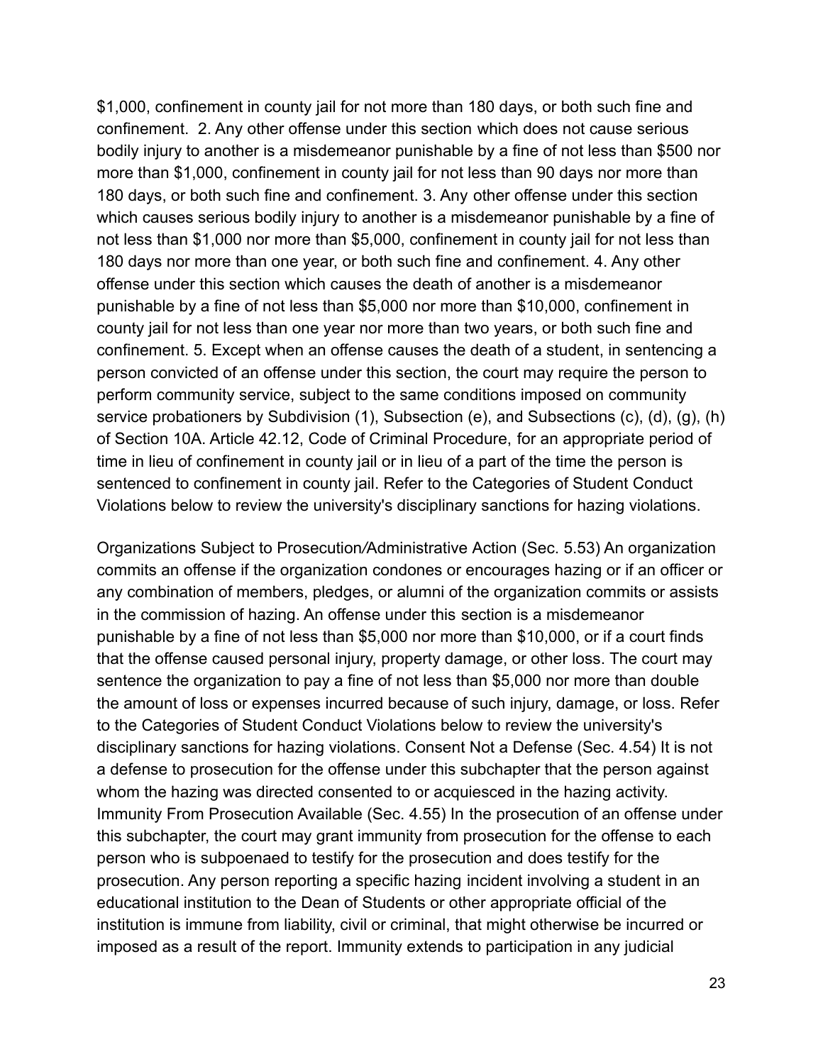$1,000, confinement in county jail for not more than 180 days, or both such fine and confinement. 2. Any other offense under this section which does not cause serious bodily injury to another is a misdemeanor punishable by a fine of not less than $500 nor more than $1,000, confinement in county jail for not less than 90 days nor more than 180 days, or both such fine and confinement. 3. Any other offense under this section which causes serious bodily injury to another is a misdemeanor punishable by a fine of not less than $1,000 nor more than $5,000, confinement in county jail for not less than 180 days nor more than one year, or both such fine and confinement. 4. Any other offense under this section which causes the death of another is a misdemeanor punishable by a fine of not less than $5,000 nor more than $10,000, confinement in county jail for not less than one year nor more than two years, or both such fine and confinement. 5. Except when an offense causes the death of a student, in sentencing a person convicted of an offense under this section, the court may require the person to perform community service, subject to the same conditions imposed on community service probationers by Subdivision (1), Subsection (e), and Subsections (c), (d), (g), (h) of Section 10A. Article 42.12, Code of Criminal Procedure, for an appropriate period of time in lieu of confinement in county jail or in lieu of a part of the time the person is sentenced to confinement in county jail. Refer to the Categories of Student Conduct Violations below to review the university's disciplinary sanctions for hazing violations.

Organizations Subject to Prosecution/Administrative Action (Sec. 5.53) An organization commits an offense if the organization condones or encourages hazing or if an officer or any combination of members, pledges, or alumni of the organization commits or assists in the commission of hazing. An offense under this section is a misdemeanor punishable by a fine of not less than $5,000 nor more than $10,000, or if a court finds that the offense caused personal injury, property damage, or other loss. The court may sentence the organization to pay a fine of not less than $5,000 nor more than double the amount of loss or expenses incurred because of such injury, damage, or loss. Refer to the Categories of Student Conduct Violations below to review the university's disciplinary sanctions for hazing violations. Consent Not a Defense (Sec. 4.54) It is not a defense to prosecution for the offense under this subchapter that the person against whom the hazing was directed consented to or acquiesced in the hazing activity. Immunity From Prosecution Available (Sec. 4.55) In the prosecution of an offense under this subchapter, the court may grant immunity from prosecution for the offense to each person who is subpoenaed to testify for the prosecution and does testify for the prosecution. Any person reporting a specific hazing incident involving a student in an educational institution to the Dean of Students or other appropriate official of the institution is immune from liability, civil or criminal, that might otherwise be incurred or imposed as a result of the report. Immunity extends to participation in any judicial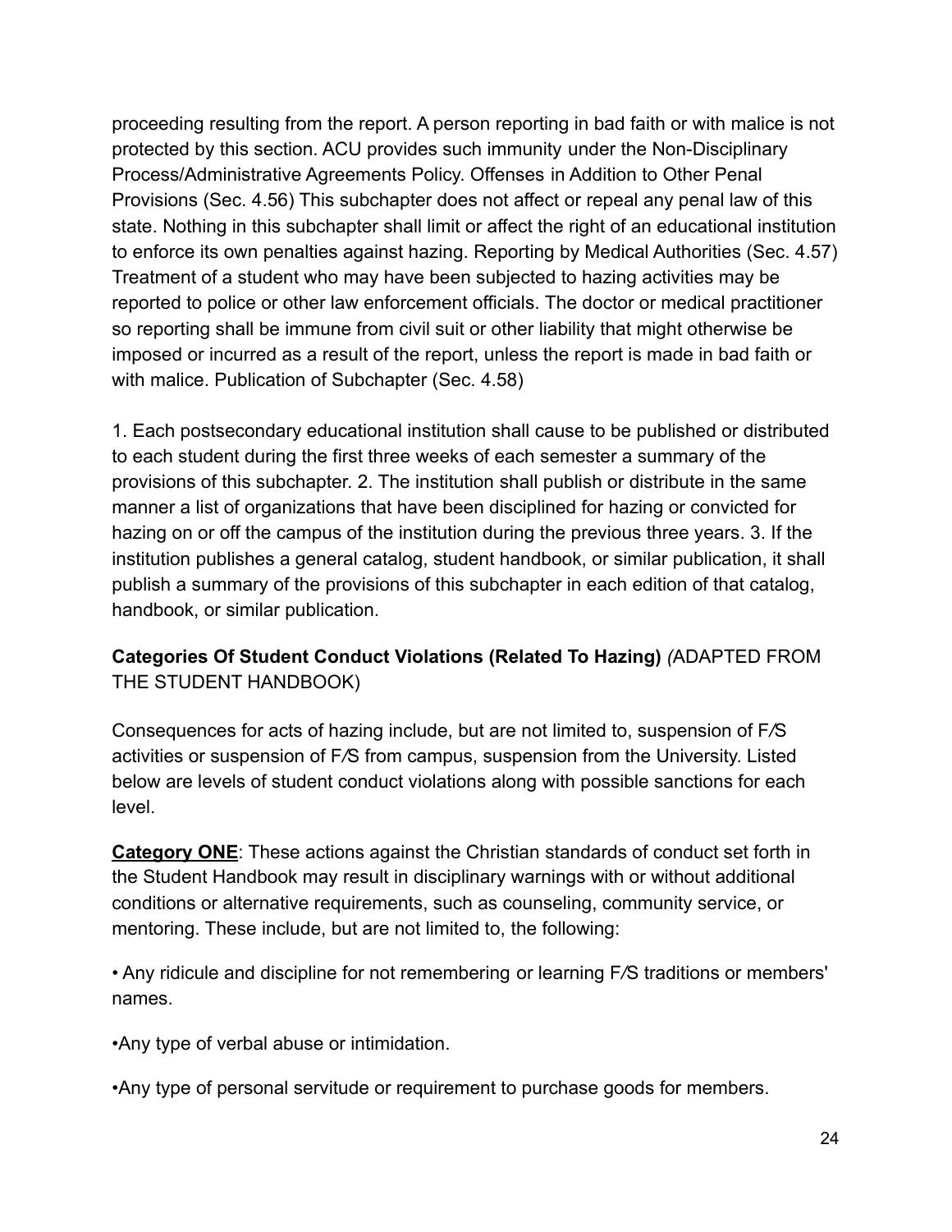proceeding resulting from the report. A person reporting in bad faith or with malice is not protected by this section. ACU provides such immunity under the Non-Disciplinary Process/Administrative Agreements Policy. Offenses in Addition to Other Penal Provisions (Sec. 4.56) This subchapter does not affect or repeal any penal law of this state. Nothing in this subchapter shall limit or affect the right of an educational institution to enforce its own penalties against hazing. Reporting by Medical Authorities (Sec. 4.57) Treatment of a student who may have been subjected to hazing activities may be reported to police or other law enforcement officials. The doctor or medical practitioner so reporting shall be immune from civil suit or other liability that might otherwise be imposed or incurred as a result of the report, unless the report is made in bad faith or with malice. Publication of Subchapter (Sec. 4.58)

1. Each postsecondary educational institution shall cause to be published or distributed to each student during the first three weeks of each semester a summary of the provisions of this subchapter. 2. The institution shall publish or distribute in the same manner a list of organizations that have been disciplined for hazing or convicted for hazing on or off the campus of the institution during the previous three years. 3. If the institution publishes a general catalog, student handbook, or similar publication, it shall publish a summary of the provisions of this subchapter in each edition of that catalog, handbook, or similar publication.

**Categories Of Student Conduct Violations (Related To Hazing)** *(*ADAPTED FROM THE STUDENT HANDBOOK)

Consequences for acts of hazing include, but are not limited to, suspension of F/S activities or suspension of F/S from campus, suspension from the University. Listed below are levels of student conduct violations along with possible sanctions for each level.

**Category ONE**: These actions against the Christian standards of conduct set forth in the Student Handbook may result in disciplinary warnings with or without additional conditions or alternative requirements, such as counseling, community service, or mentoring. These include, but are not limited to, the following:

- Any ridicule and discipline for not remembering or learning F/S traditions or members' names.
- Any type of verbal abuse or intimidation.
- Any type of personal servitude or requirement to purchase goods for members.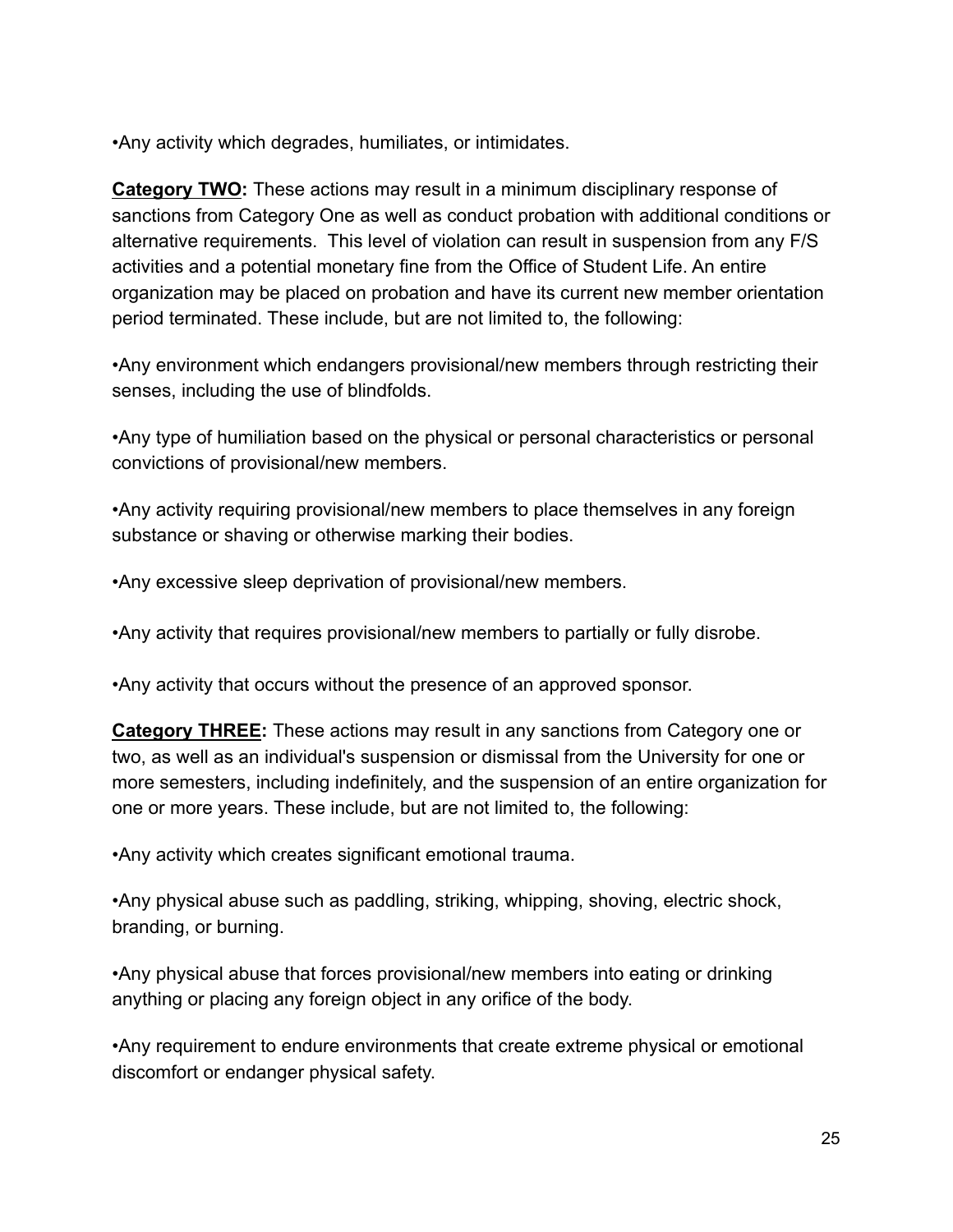•Any activity which degrades, humiliates, or intimidates.

**<u>Category TWO</u>:** These actions may result in a minimum disciplinary response of sanctions from Category One as well as conduct probation with additional conditions or alternative requirements.  This level of violation can result in suspension from any F/S activities and a potential monetary fine from the Office of Student Life. An entire organization may be placed on probation and have its current new member orientation period terminated. These include, but are not limited to, the following:

•Any environment which endangers provisional/new members through restricting their senses, including the use of blindfolds.

•Any type of humiliation based on the physical or personal characteristics or personal convictions of provisional/new members.

•Any activity requiring provisional/new members to place themselves in any foreign substance or shaving or otherwise marking their bodies.

•Any excessive sleep deprivation of provisional/new members.

•Any activity that requires provisional/new members to partially or fully disrobe.

•Any activity that occurs without the presence of an approved sponsor.

**<u>Category THREE</u>:** These actions may result in any sanctions from Category one or two, as well as an individual's suspension or dismissal from the University for one or more semesters, including indefinitely, and the suspension of an entire organization for one or more years. These include, but are not limited to, the following:

•Any activity which creates significant emotional trauma.

•Any physical abuse such as paddling, striking, whipping, shoving, electric shock, branding, or burning.

•Any physical abuse that forces provisional/new members into eating or drinking anything or placing any foreign object in any orifice of the body.

•Any requirement to endure environments that create extreme physical or emotional discomfort or endanger physical safety.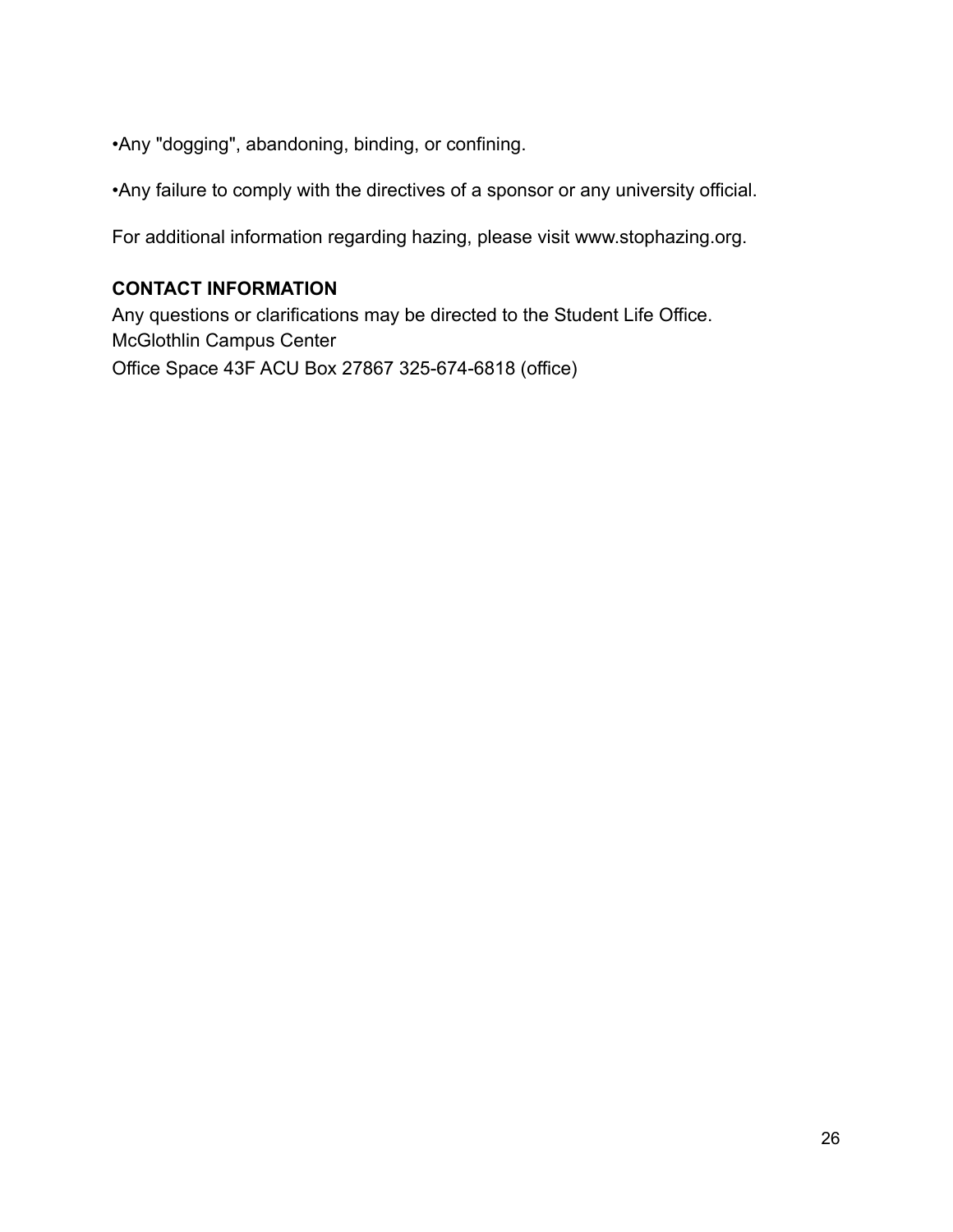•Any "dogging", abandoning, binding, or confining.

•Any failure to comply with the directives of a sponsor or any university official.

For additional information regarding hazing, please visit www.stophazing.org.

**CONTACT INFORMATION**

Any questions or clarifications may be directed to the Student Life Office.
McGlothlin Campus Center
Office Space 43F ACU Box 27867 325-674-6818 (office)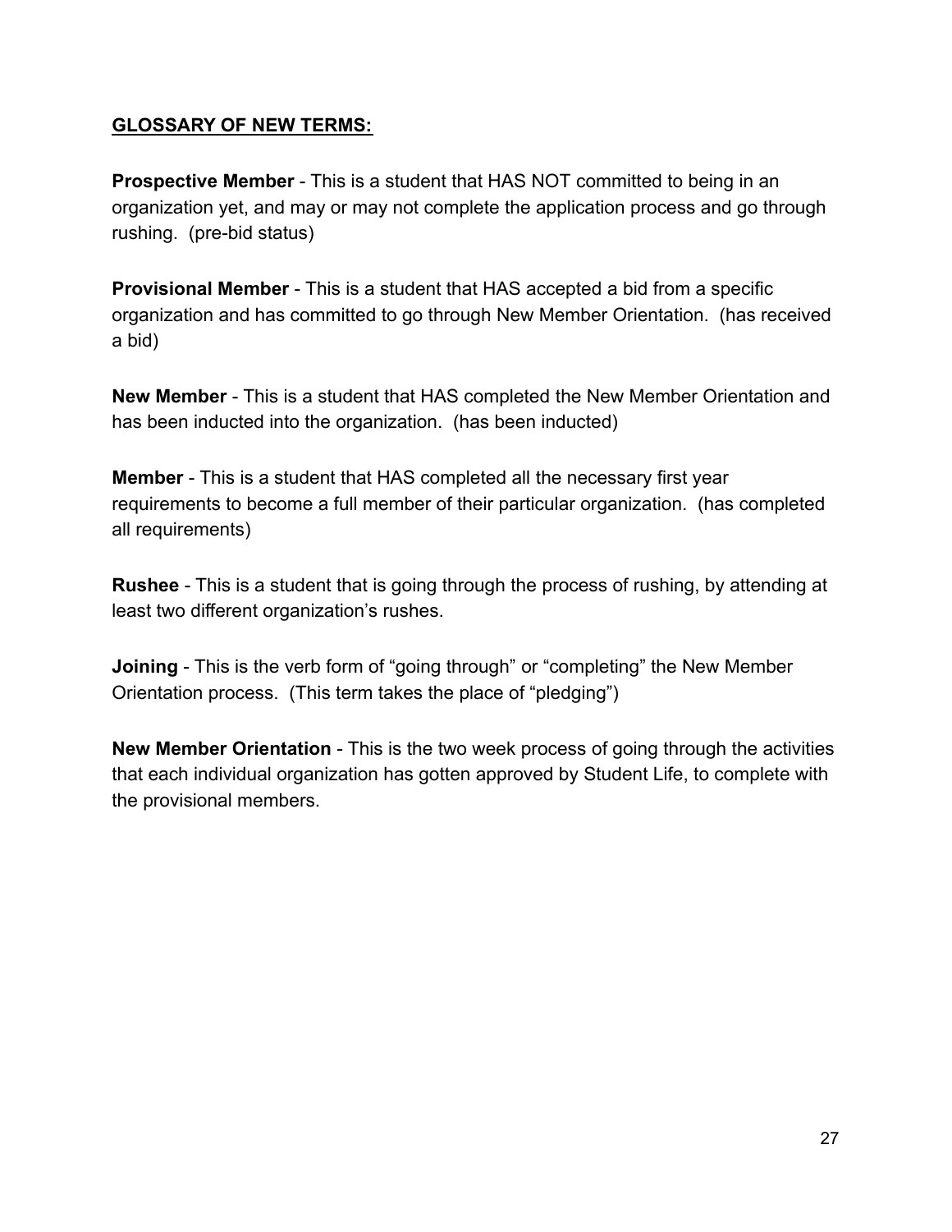**GLOSSARY OF NEW TERMS:**

**Prospective Member** - This is a student that HAS NOT committed to being in an organization yet, and may or may not complete the application process and go through rushing. (pre-bid status)

**Provisional Member** - This is a student that HAS accepted a bid from a specific organization and has committed to go through New Member Orientation. (has received a bid)

**New Member** - This is a student that HAS completed the New Member Orientation and has been inducted into the organization. (has been inducted)

**Member** - This is a student that HAS completed all the necessary first year requirements to become a full member of their particular organization. (has completed all requirements)

**Rushee** - This is a student that is going through the process of rushing, by attending at least two different organization's rushes.

**Joining** - This is the verb form of "going through" or "completing" the New Member Orientation process. (This term takes the place of "pledging")

**New Member Orientation** - This is the two week process of going through the activities that each individual organization has gotten approved by Student Life, to complete with the provisional members.